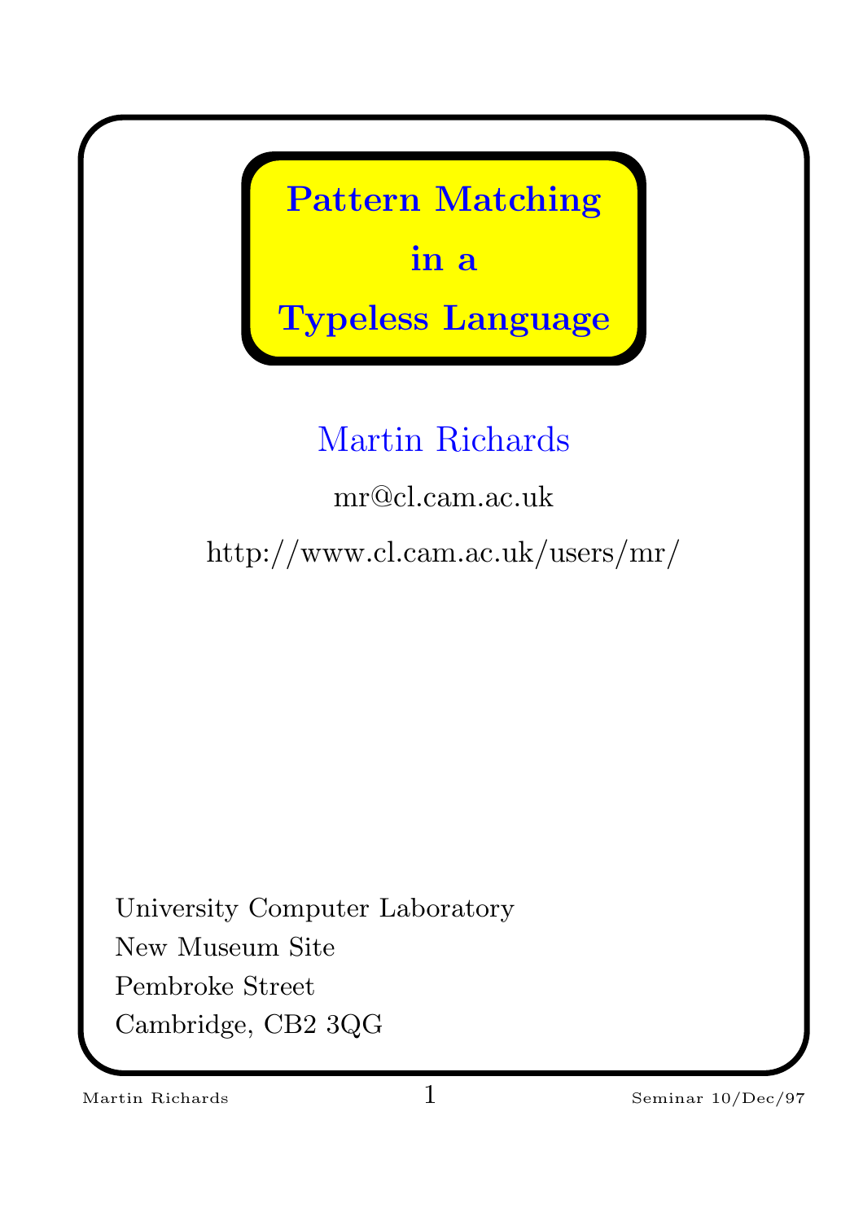# Pattern Matching in a Typeless Language

Martin Richards

mr@cl.cam.ac.uk

http://www.cl.cam.ac.uk/users/mr/

University Computer Laboratory
New Museum Site
Pembroke Street
Cambridge, CB2 3QG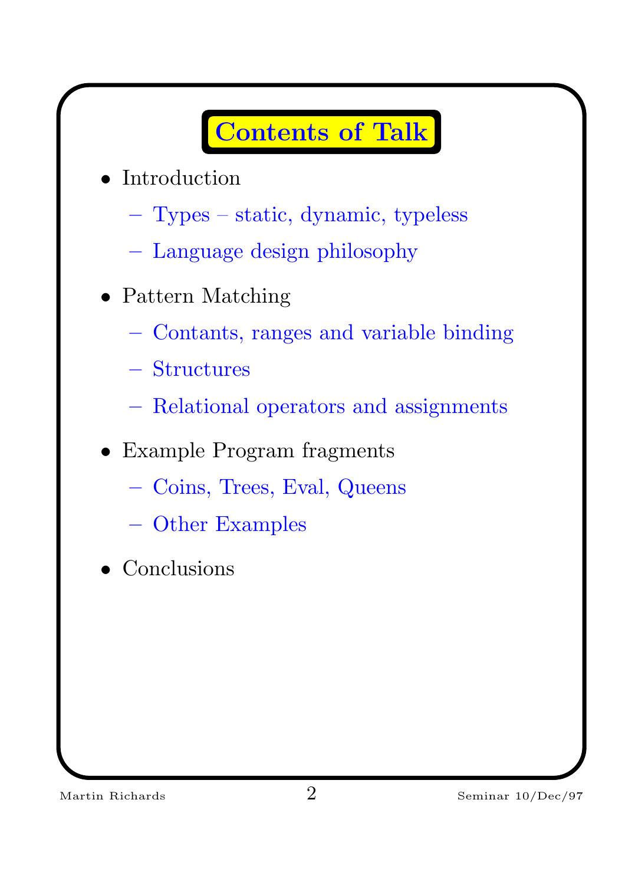# Contents of Talk

- Introduction
  - Types – static, dynamic, typeless
  - Language design philosophy
- Pattern Matching
  - Contants, ranges and variable binding
  - Structures
  - Relational operators and assignments
- Example Program fragments
  - Coins, Trees, Eval, Queens
  - Other Examples
- Conclusions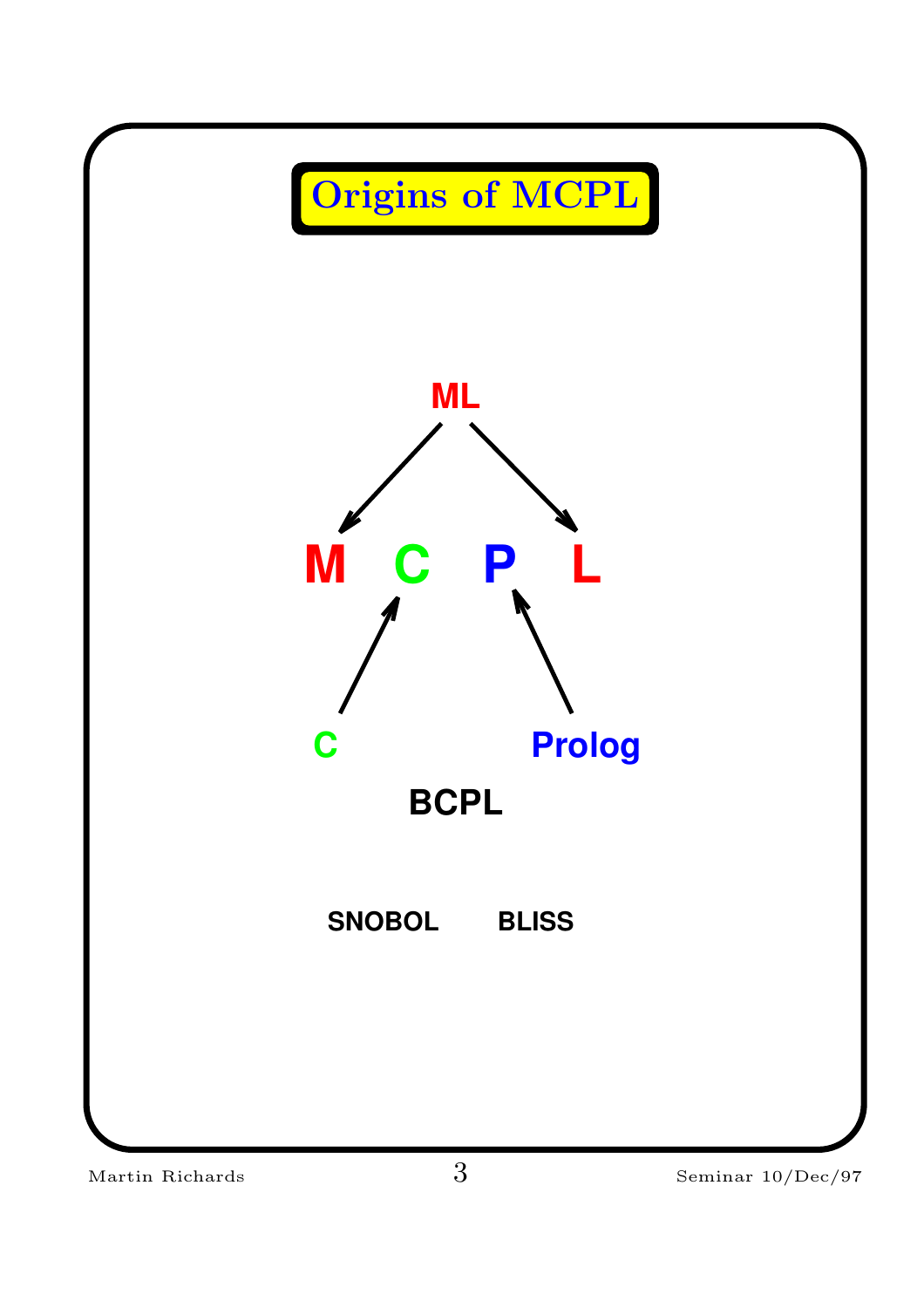# Origins of MCPL

ML

M C P L

C

Prolog

BCPL

SNOBOL BLISS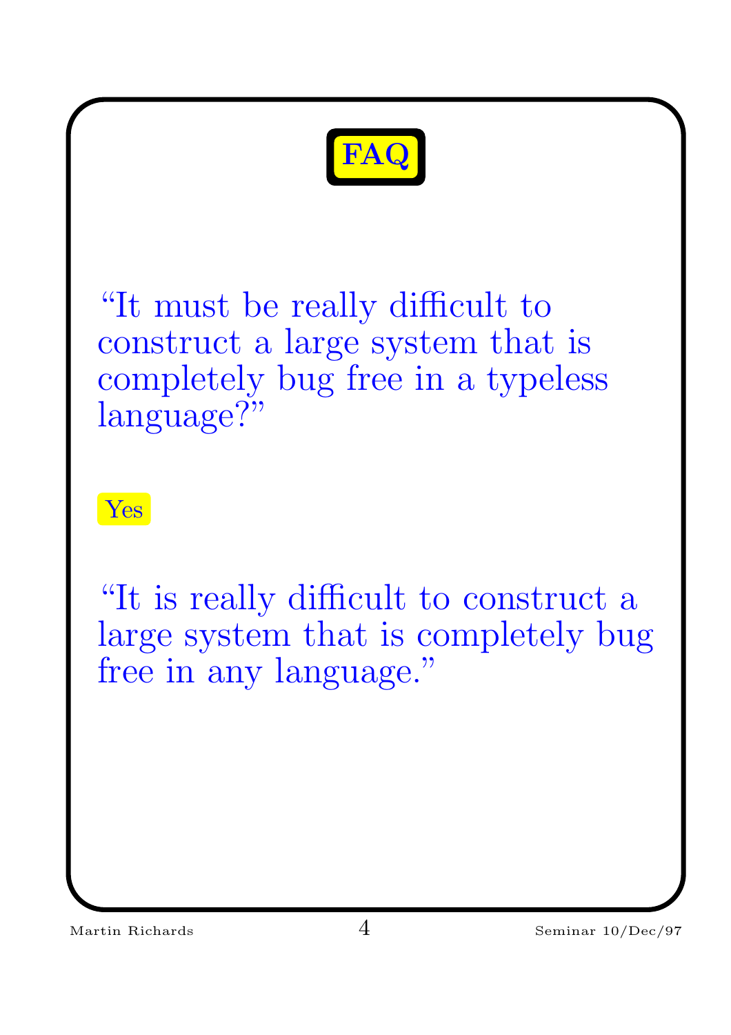# FAQ

"It must be really difficult to construct a large system that is completely bug free in a typeless language?"

**Yes**

"It is really difficult to construct a large system that is completely bug free in any language."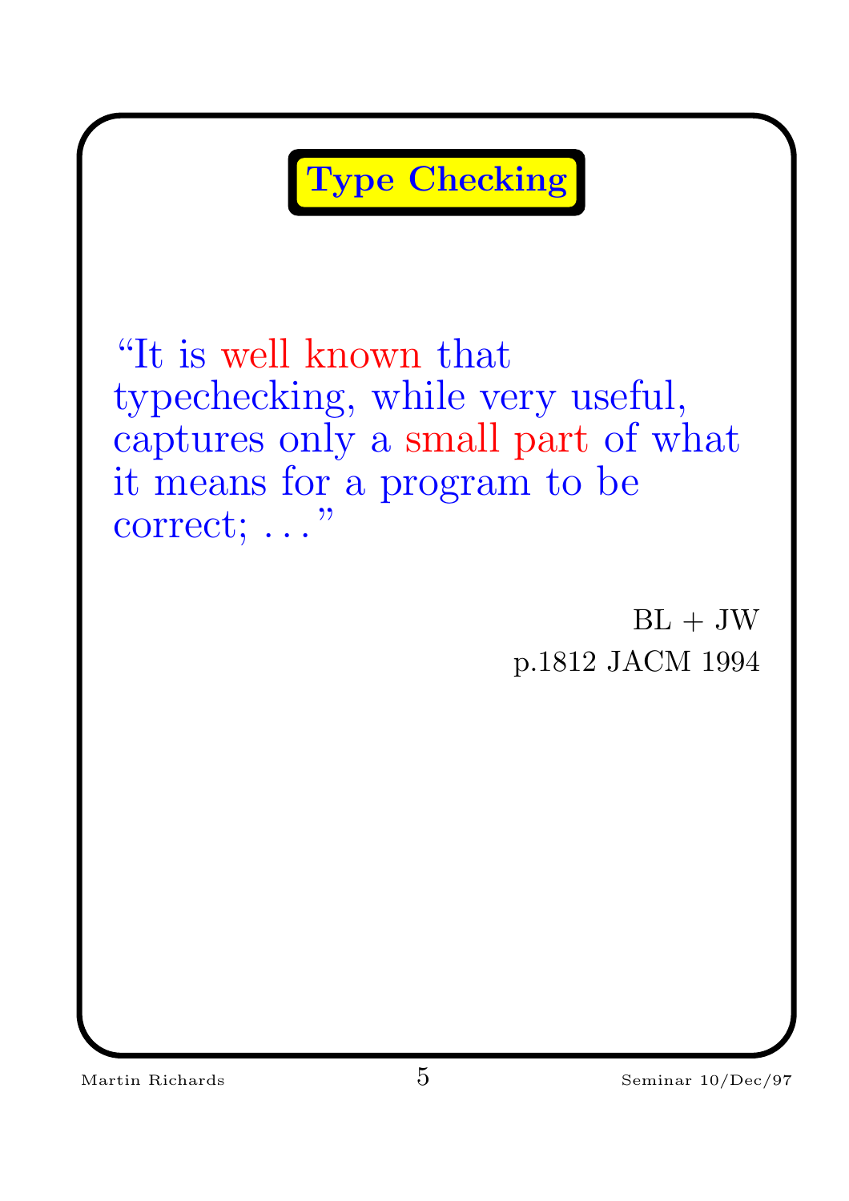# Type Checking

"It is well known that typechecking, while very useful, captures only a small part of what it means for a program to be correct; . . ."

BL + JW
p.1812 JACM 1994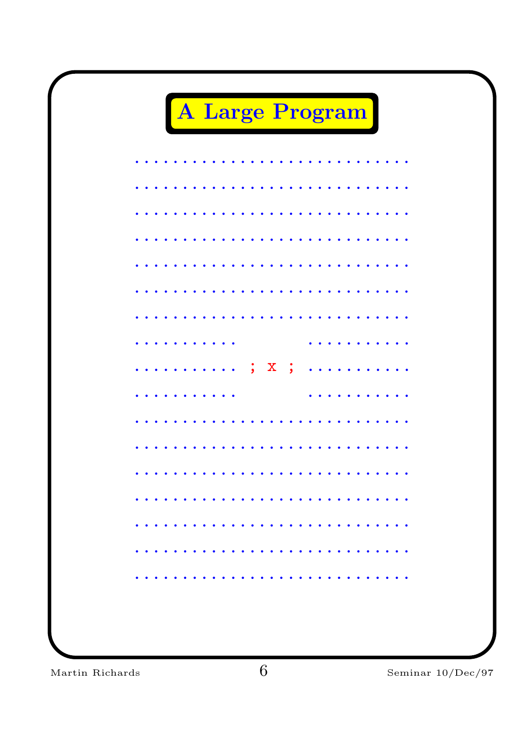# A Large Program

```
. . . . . . . . . . . . . . . . . . . . . . . . . . . .
. . . . . . . . . . . . . . . . . . . . . . . . . . . .
. . . . . . . . . . . . . . . . . . . . . . . . . . . .
. . . . . . . . . . . . . . . . . . . . . . . . . . . .
. . . . . . . . . . . . . . . . . . . . . . . . . . . .
. . . . . . . . . . . . . . . . . . . . . . . . . . . .
. . . . . . . . . . . . . . . . . . . . . . . . . . . .
. . . . . . . . . . .         . . . . . . . . . . .
. . . . . . . . . . . ; x ; . . . . . . . . . . .
. . . . . . . . . . .         . . . . . . . . . . .
. . . . . . . . . . . . . . . . . . . . . . . . . . . .
. . . . . . . . . . . . . . . . . . . . . . . . . . . .
. . . . . . . . . . . . . . . . . . . . . . . . . . . .
. . . . . . . . . . . . . . . . . . . . . . . . . . . .
. . . . . . . . . . . . . . . . . . . . . . . . . . . .
. . . . . . . . . . . . . . . . . . . . . . . . . . . .
. . . . . . . . . . . . . . . . . . . . . . . . . . . .
```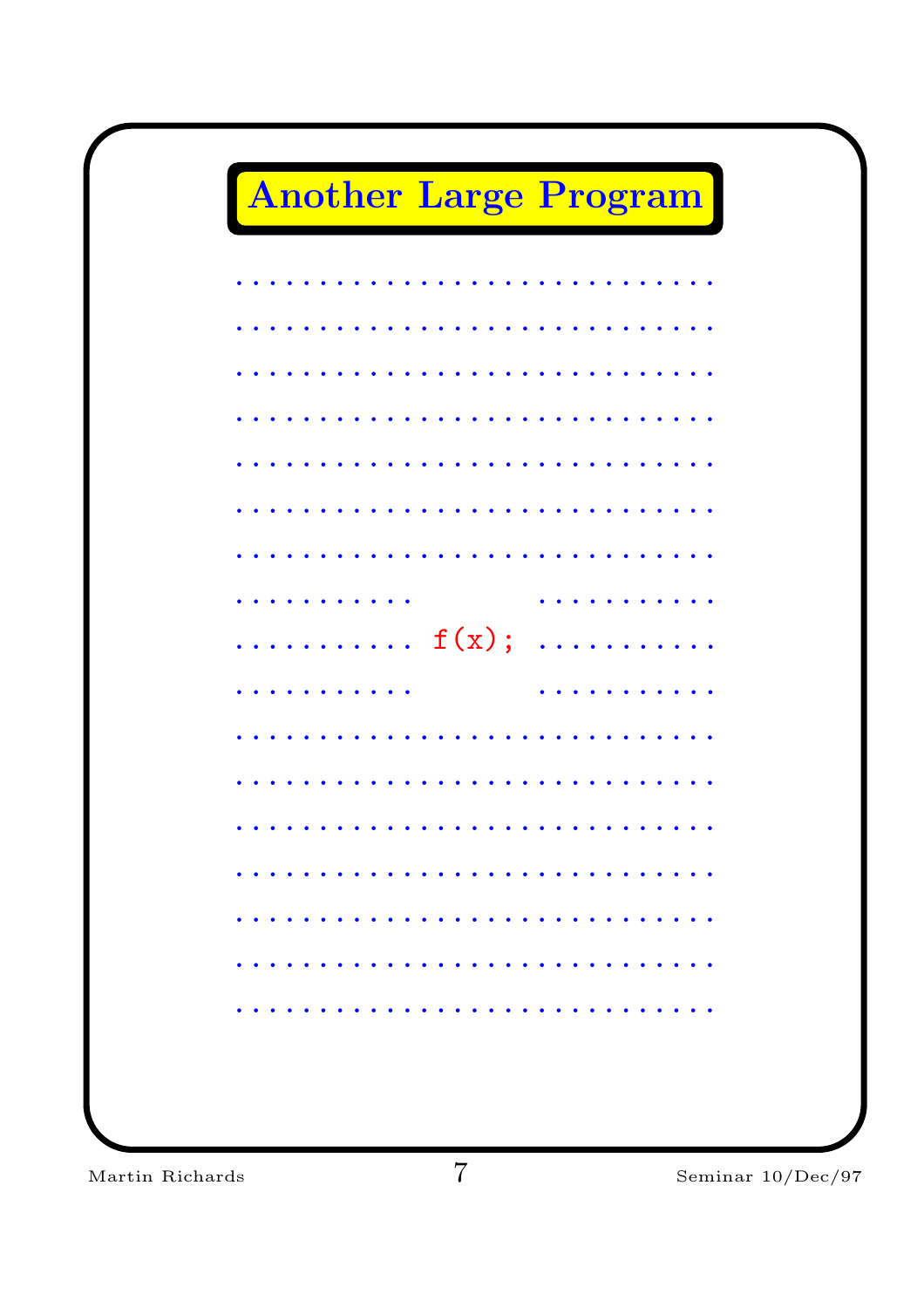# Another Large Program

```
. . . . . . . . . . . . . . . . . . . . . . . . . . .
. . . . . . . . . . . . . . . . . . . . . . . . . . .
. . . . . . . . . . . . . . . . . . . . . . . . . . .
. . . . . . . . . . . . . . . . . . . . . . . . . . .
. . . . . . . . . . . . . . . . . . . . . . . . . . .
. . . . . . . . . . . . . . . . . . . . . . . . . . .
. . . . . . . . . . . . . . . . . . . . . . . . . . .
. . . . . . . . . .           . . . . . . . . . .
. . . . . . . . . .  f(x);    . . . . . . . . . .
. . . . . . . . . .           . . . . . . . . . .
. . . . . . . . . . . . . . . . . . . . . . . . . . .
. . . . . . . . . . . . . . . . . . . . . . . . . . .
. . . . . . . . . . . . . . . . . . . . . . . . . . .
. . . . . . . . . . . . . . . . . . . . . . . . . . .
. . . . . . . . . . . . . . . . . . . . . . . . . . .
. . . . . . . . . . . . . . . . . . . . . . . . . . .
. . . . . . . . . . . . . . . . . . . . . . . . . . .
```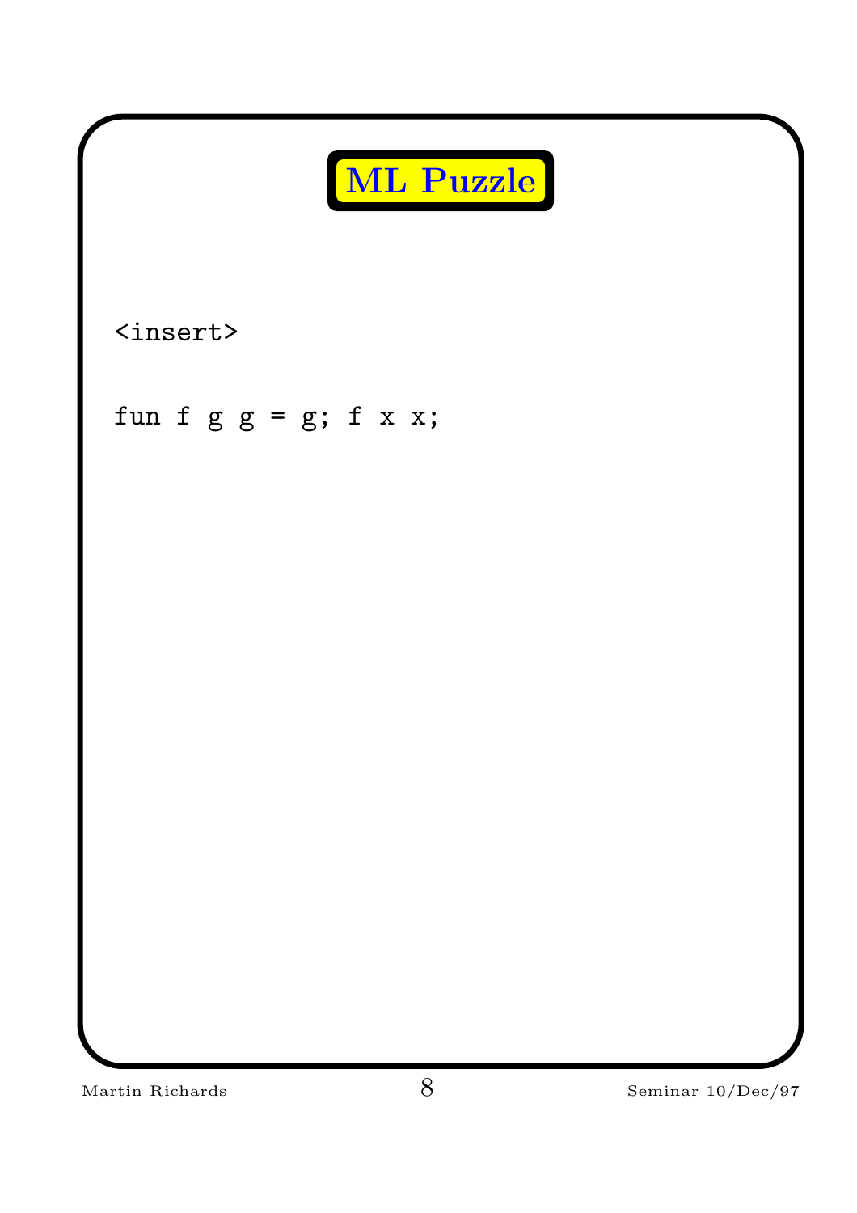# ML Puzzle

```
<insert>

fun f g g = g; f x x;
```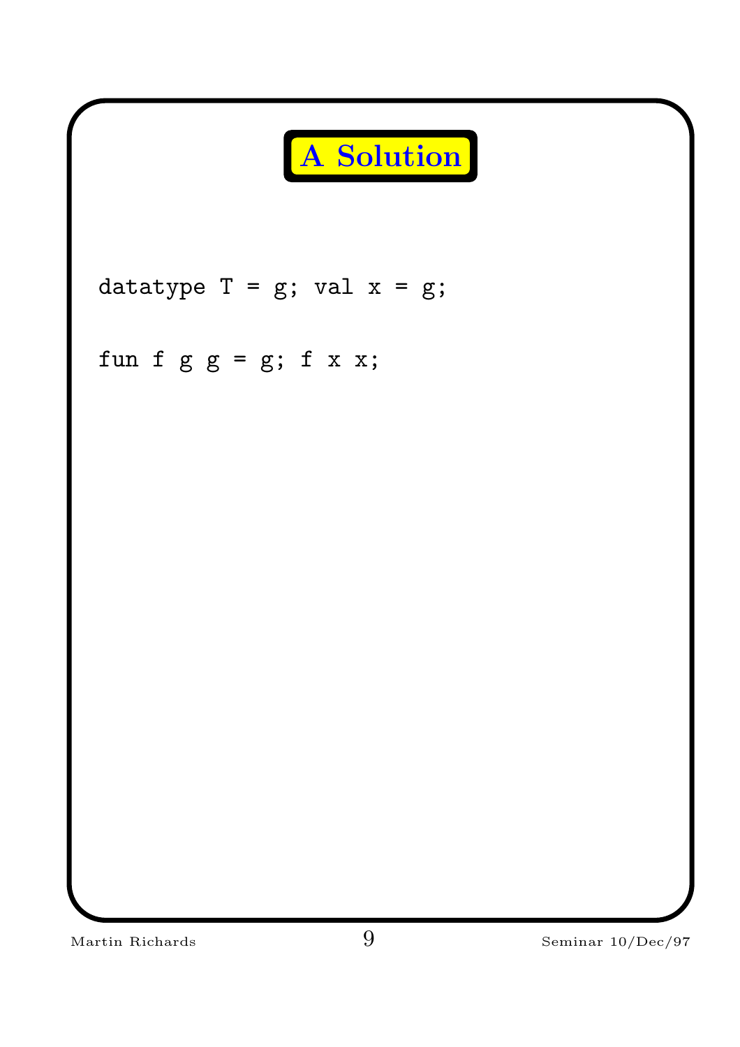# A Solution

```
datatype T = g; val x = g;

fun f g g = g; f x x;
```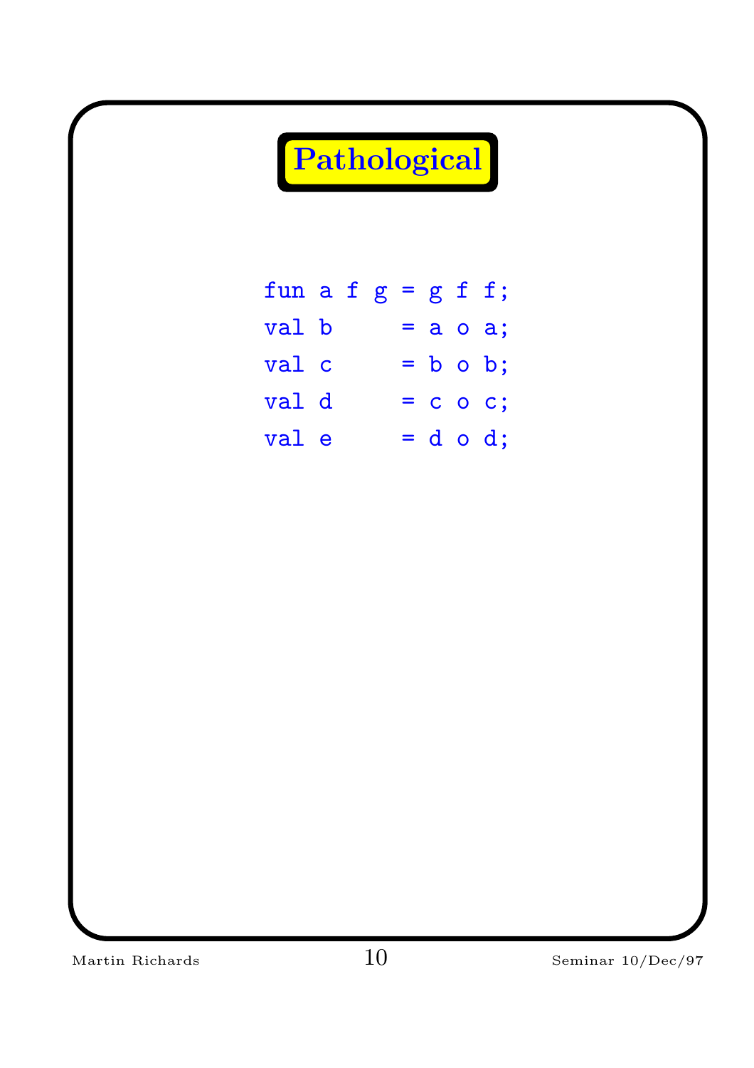# Pathological

```
fun a f g = g f f;
val b     = a o a;
val c     = b o b;
val d     = c o c;
val e     = d o d;
```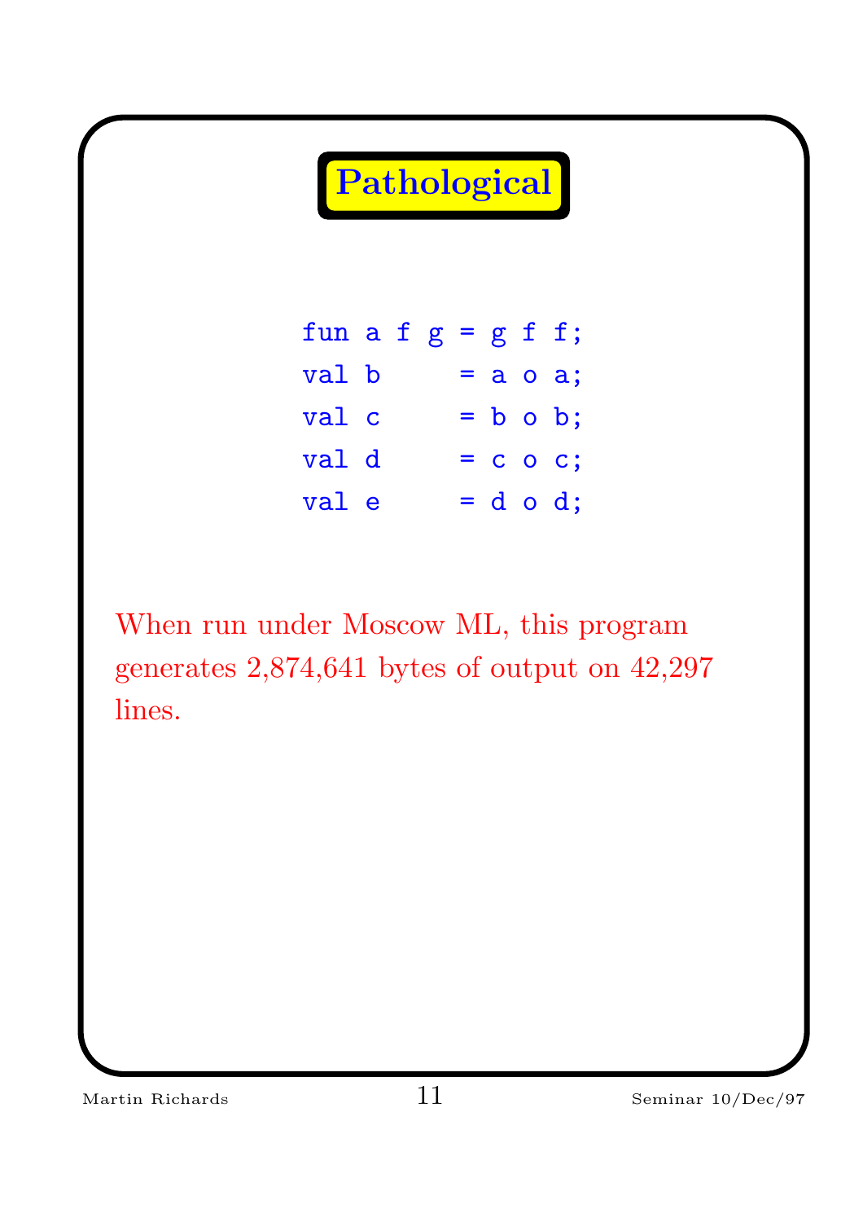# Pathological

```
fun a f g = g f f;
val b     = a o a;
val c     = b o b;
val d     = c o c;
val e     = d o d;
```

When run under Moscow ML, this program generates 2,874,641 bytes of output on 42,297 lines.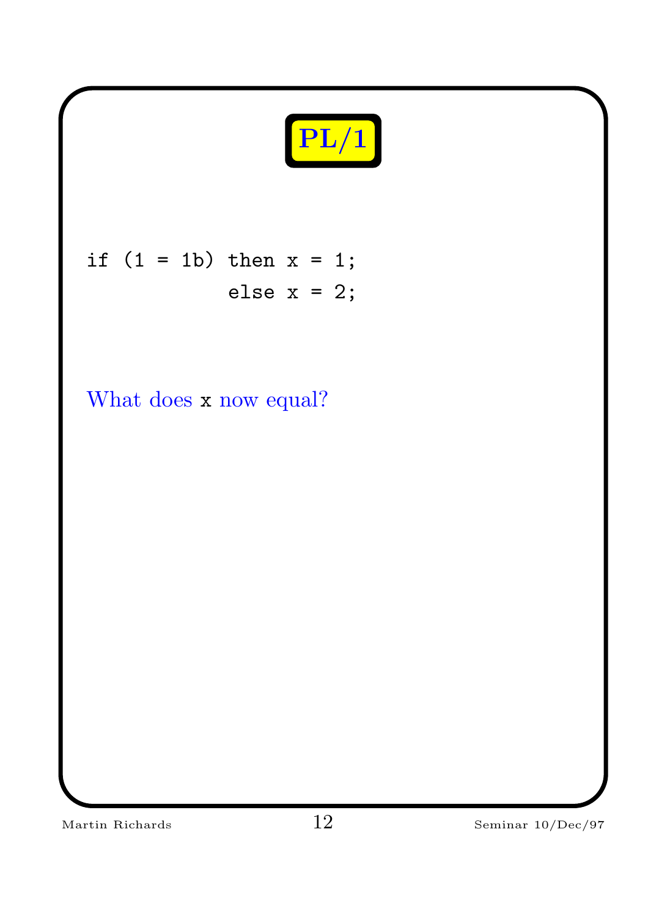# PL/1

```
if (1 = 1b) then x = 1;
            else x = 2;
```

What does `x` now equal?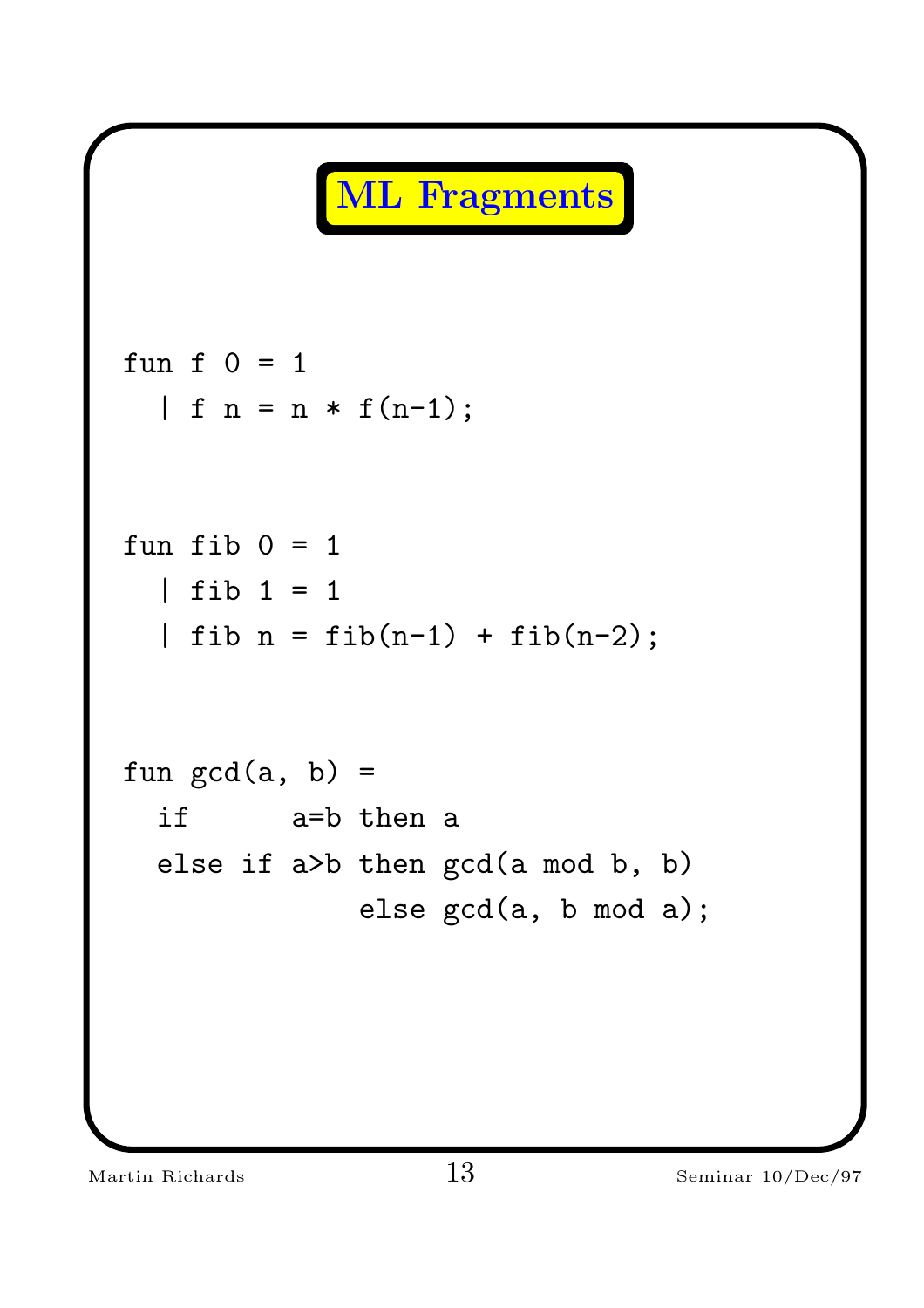# ML Fragments

```
fun f 0 = 1
  | f n = n * f(n-1);


fun fib 0 = 1
  | fib 1 = 1
  | fib n = fib(n-1) + fib(n-2);


fun gcd(a, b) =
  if      a=b then a
  else if a>b then gcd(a mod b, b)
              else gcd(a, b mod a);
```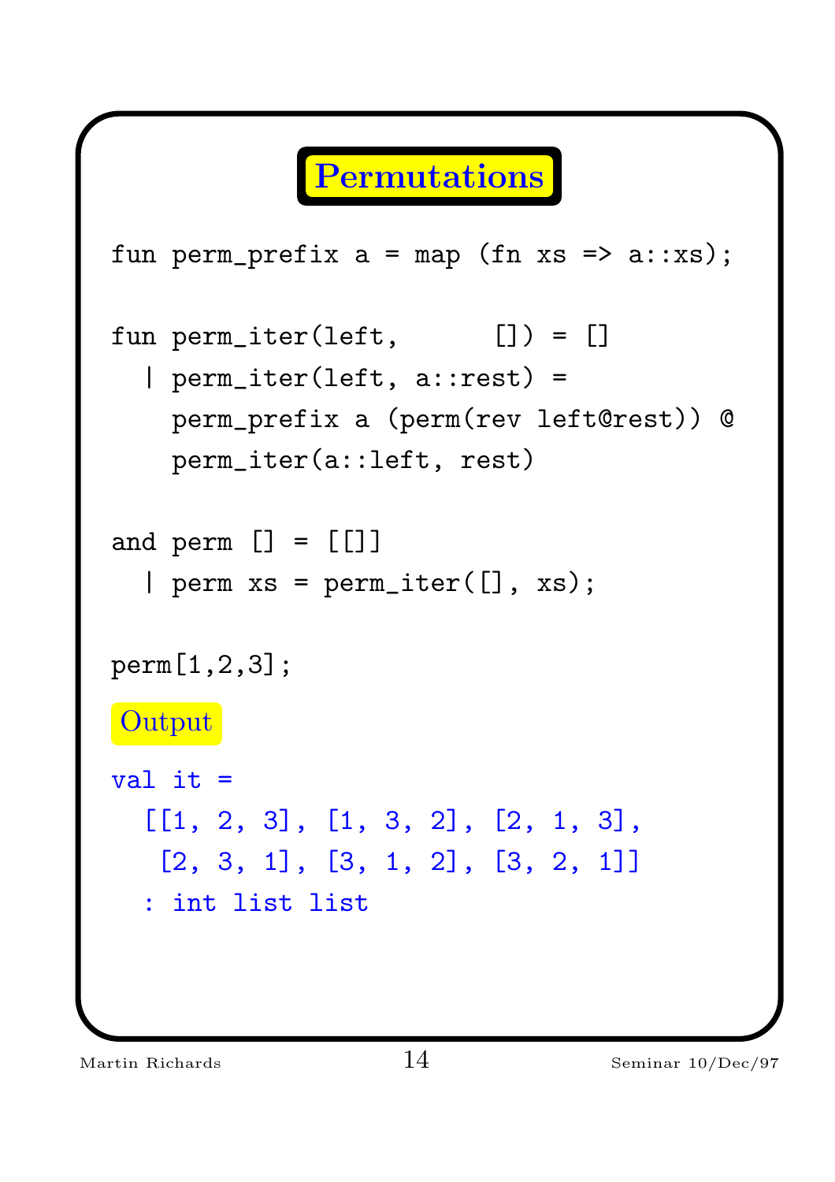# Permutations

```
fun perm_prefix a = map (fn xs => a::xs);

fun perm_iter(left,      []) = []
  | perm_iter(left, a::rest) =
    perm_prefix a (perm(rev left@rest)) @
    perm_iter(a::left, rest)

and perm [] = [[]]
  | perm xs = perm_iter([], xs);

perm[1,2,3];
```

Output

```
val it =
  [[1, 2, 3], [1, 3, 2], [2, 1, 3],
   [2, 3, 1], [3, 1, 2], [3, 2, 1]]
  : int list list
```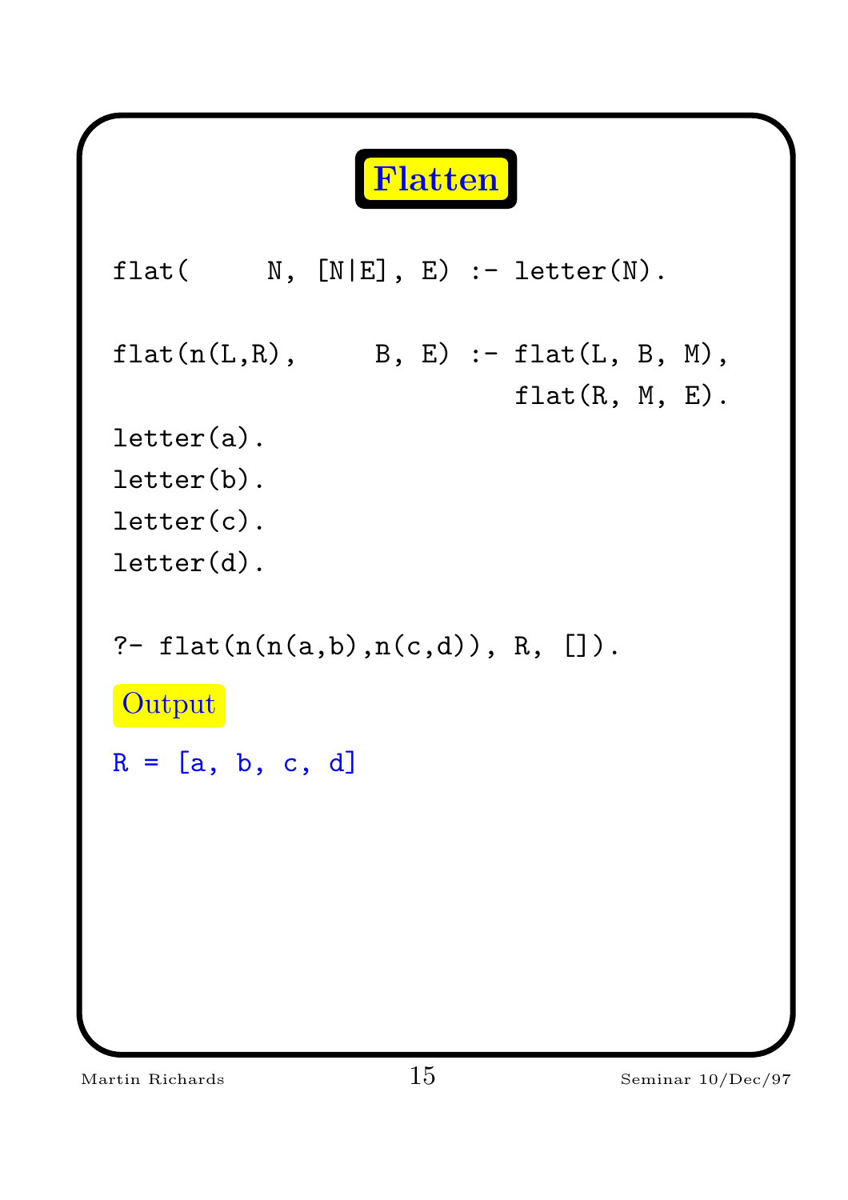# Flatten

```
flat(     N, [N|E], E) :- letter(N).

flat(n(L,R),     B, E) :- flat(L, B, M),
                          flat(R, M, E).
letter(a).
letter(b).
letter(c).
letter(d).

?- flat(n(n(a,b),n(c,d)), R, []).
```

**Output**

```
R = [a, b, c, d]
```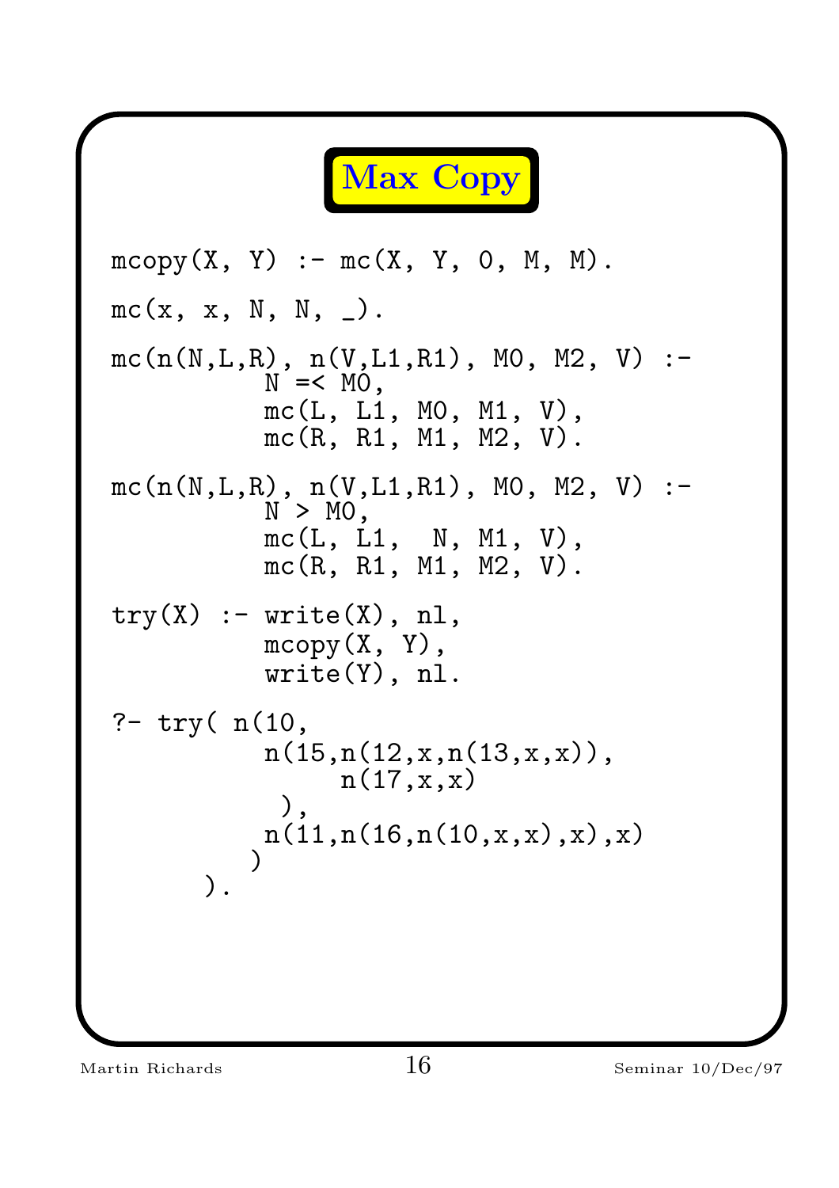# Max Copy

```
mcopy(X, Y) :- mc(X, Y, 0, M, M).

mc(x, x, N, N, _).

mc(n(N,L,R), n(V,L1,R1), M0, M2, V) :-
          N =< M0,
          mc(L, L1, M0, M1, V),
          mc(R, R1, M1, M2, V).

mc(n(N,L,R), n(V,L1,R1), M0, M2, V) :-
          N > M0,
          mc(L, L1,  N, M1, V),
          mc(R, R1, M1, M2, V).

try(X) :- write(X), nl,
          mcopy(X, Y),
          write(Y), nl.

?- try( n(10,
          n(15,n(12,x,n(13,x,x)),
               n(17,x,x)
           ),
          n(11,n(16,n(10,x,x),x),x)
         )
      ).
```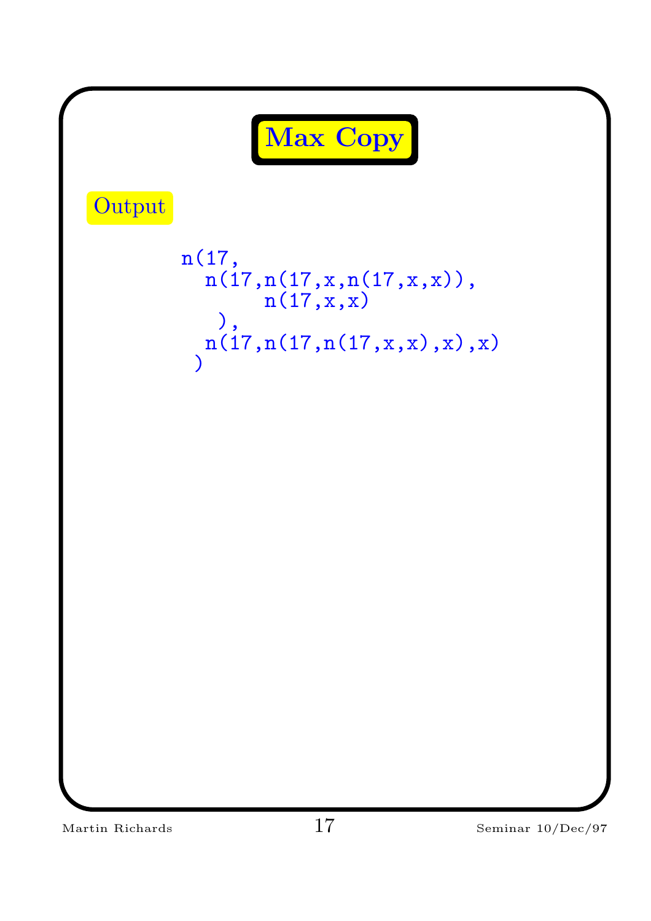# Max Copy

Output

```
n(17,
  n(17,n(17,x,n(17,x,x)),
       n(17,x,x)
   ),
  n(17,n(17,n(17,x,x),x),x)
 )
```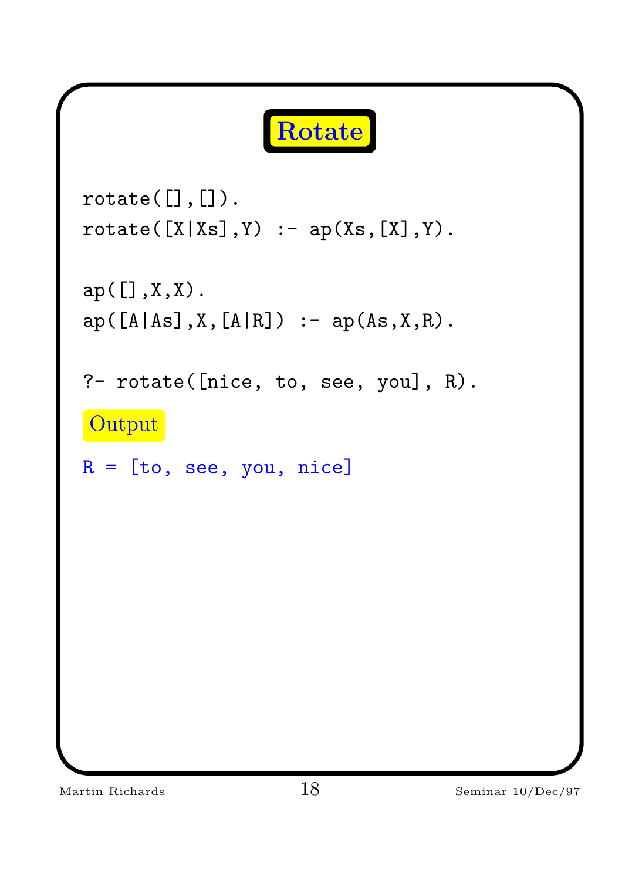# Rotate

```
rotate([],[]).
rotate([X|Xs],Y) :- ap(Xs,[X],Y).

ap([],X,X).
ap([A|As],X,[A|R]) :- ap(As,X,R).

?- rotate([nice, to, see, you], R).
```

Output

```
R = [to, see, you, nice]
```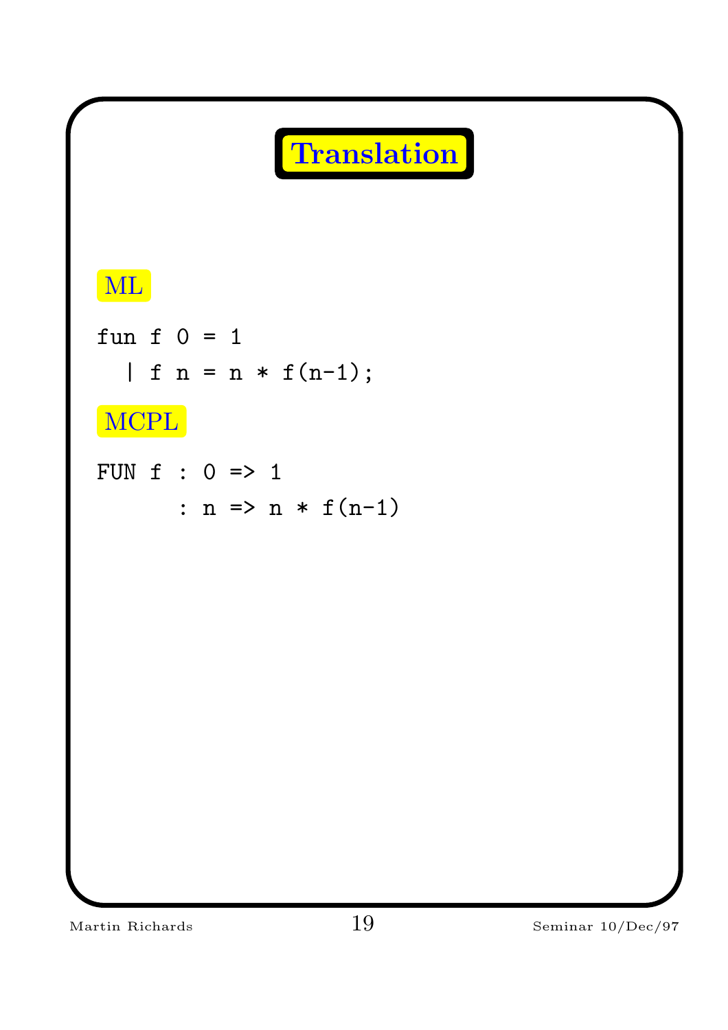# Translation

**ML**

```
fun f 0 = 1
  | f n = n * f(n-1);
```

**MCPL**

```
FUN f : 0 => 1
      : n => n * f(n-1)
```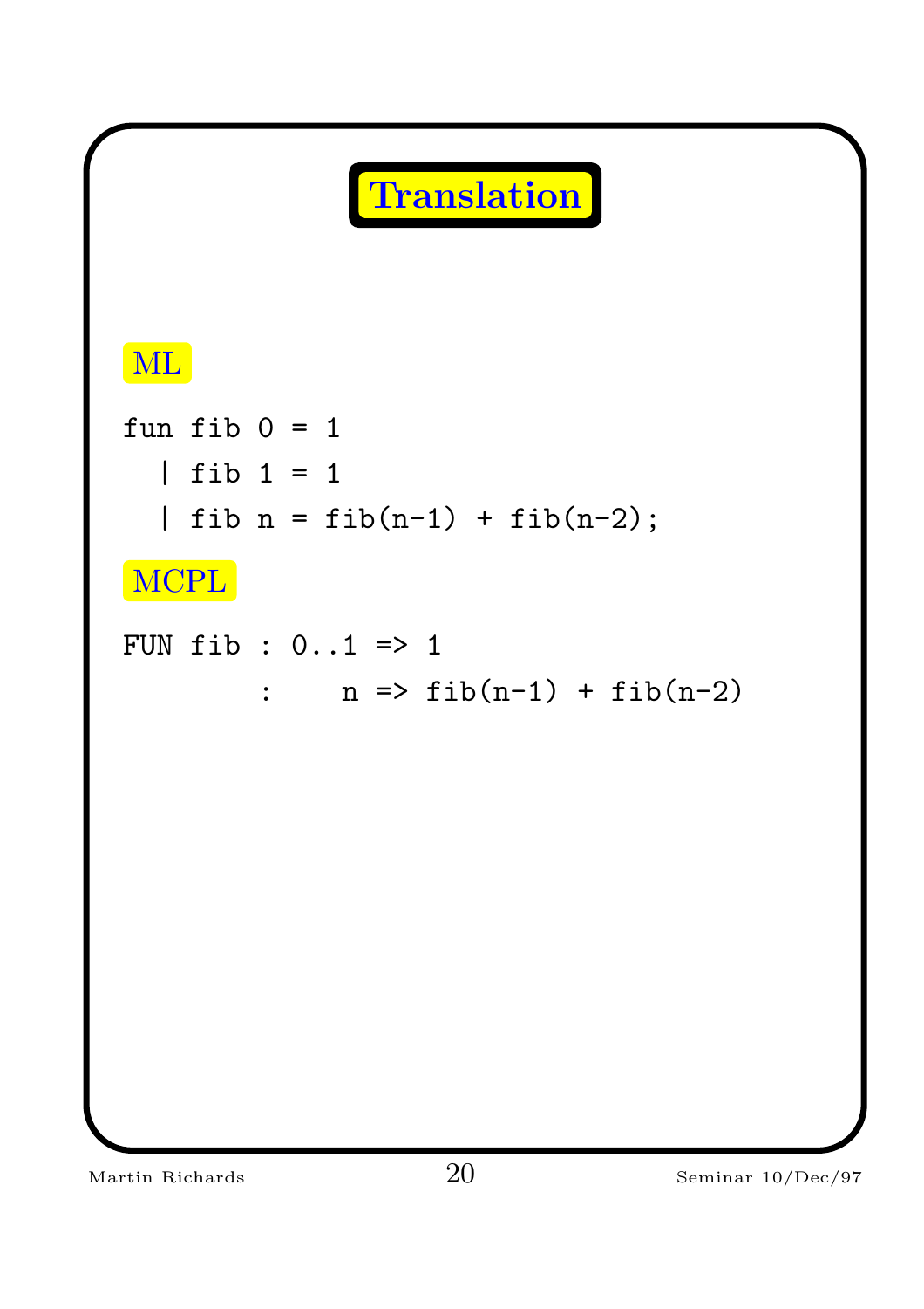# Translation

## ML

```
fun fib 0 = 1
  | fib 1 = 1
  | fib n = fib(n-1) + fib(n-2);
```

## MCPL

```
FUN fib : 0..1 => 1
        :    n => fib(n-1) + fib(n-2)
```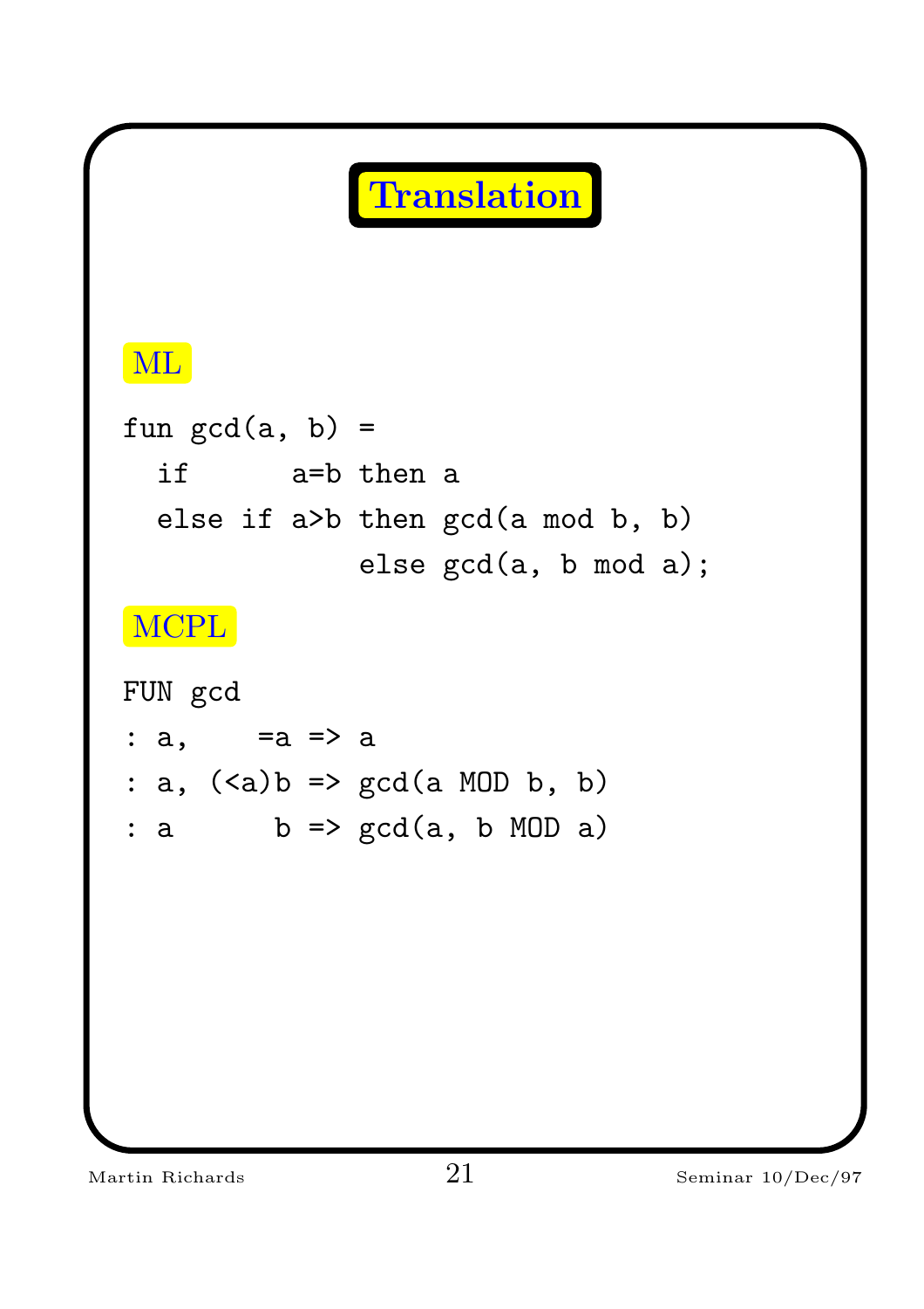# Translation

## ML

```
fun gcd(a, b) =
  if      a=b then a
  else if a>b then gcd(a mod b, b)
              else gcd(a, b mod a);
```

## MCPL

```
FUN gcd
: a,    =a => a
: a, (<a)b => gcd(a MOD b, b)
: a      b => gcd(a, b MOD a)
```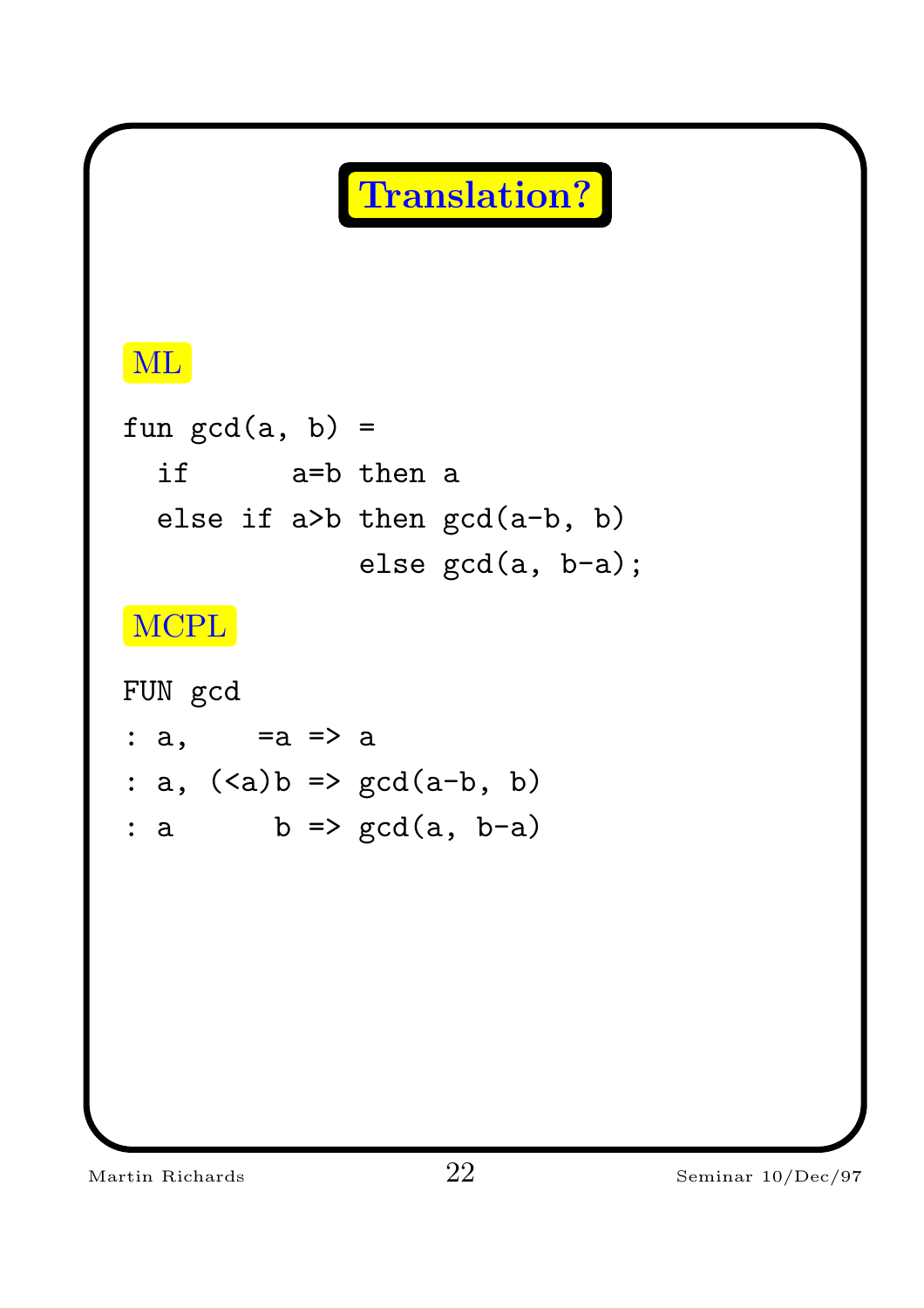# Translation?

## ML

```
fun gcd(a, b) =
  if      a=b then a
  else if a>b then gcd(a-b, b)
              else gcd(a, b-a);
```

## MCPL

```
FUN gcd
: a,    =a => a
: a, (<a)b => gcd(a-b, b)
: a      b => gcd(a, b-a)
```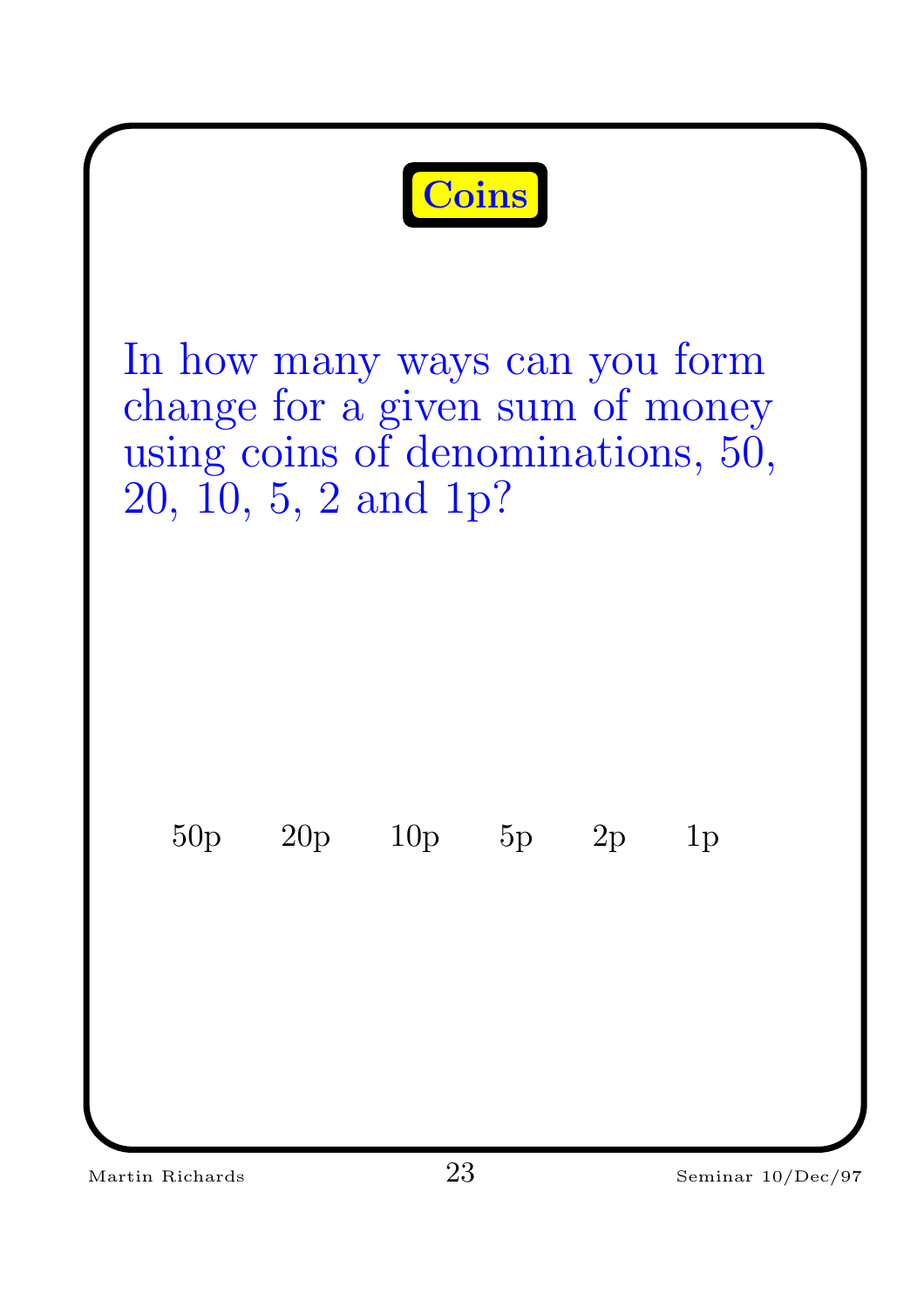# Coins

In how many ways can you form change for a given sum of money using coins of denominations, 50, 20, 10, 5, 2 and 1p?

50p 20p 10p 5p 2p 1p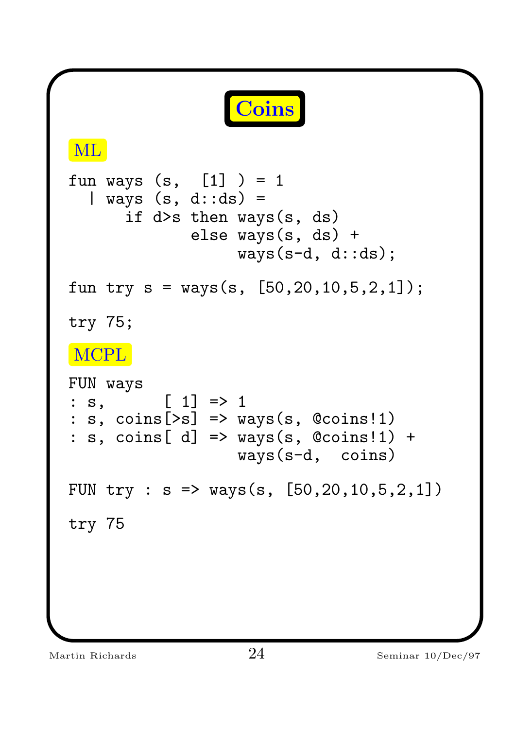# Coins

## ML

```
fun ways (s,  [1] ) = 1
  | ways (s, d::ds) =
      if d>s then ways(s, ds)
             else ways(s, ds) +
                  ways(s-d, d::ds);

fun try s = ways(s, [50,20,10,5,2,1]);

try 75;
```

## MCPL

```
FUN ways
: s,      [ 1] => 1
: s, coins[>s] => ways(s, @coins!1)
: s, coins[ d] => ways(s, @coins!1) +
                  ways(s-d,  coins)

FUN try : s => ways(s, [50,20,10,5,2,1])

try 75
```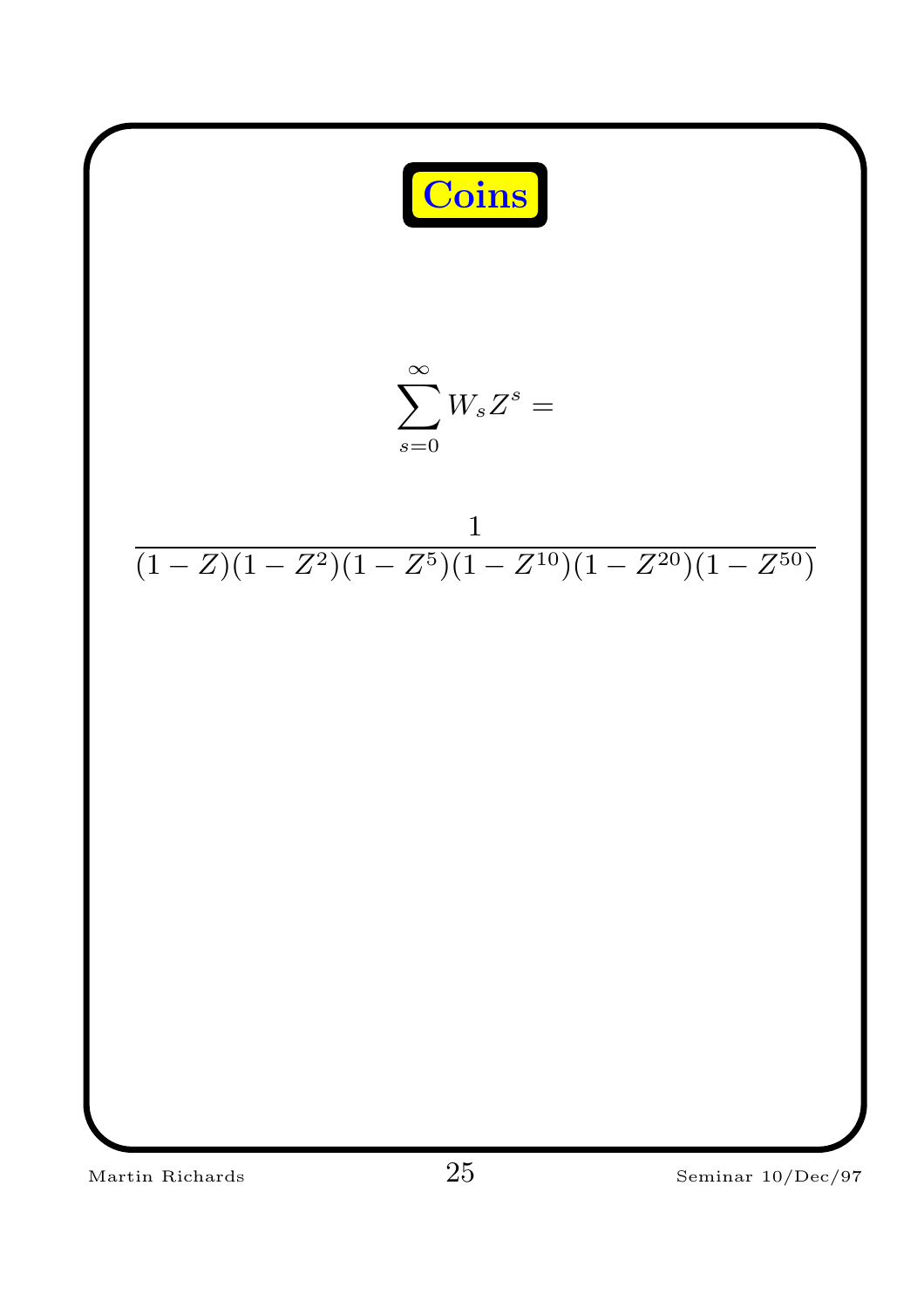# Coins

$$\sum_{s=0}^{\infty} W_s Z^s =$$

$$\frac{1}{(1-Z)(1-Z^2)(1-Z^5)(1-Z^{10})(1-Z^{20})(1-Z^{50})}$$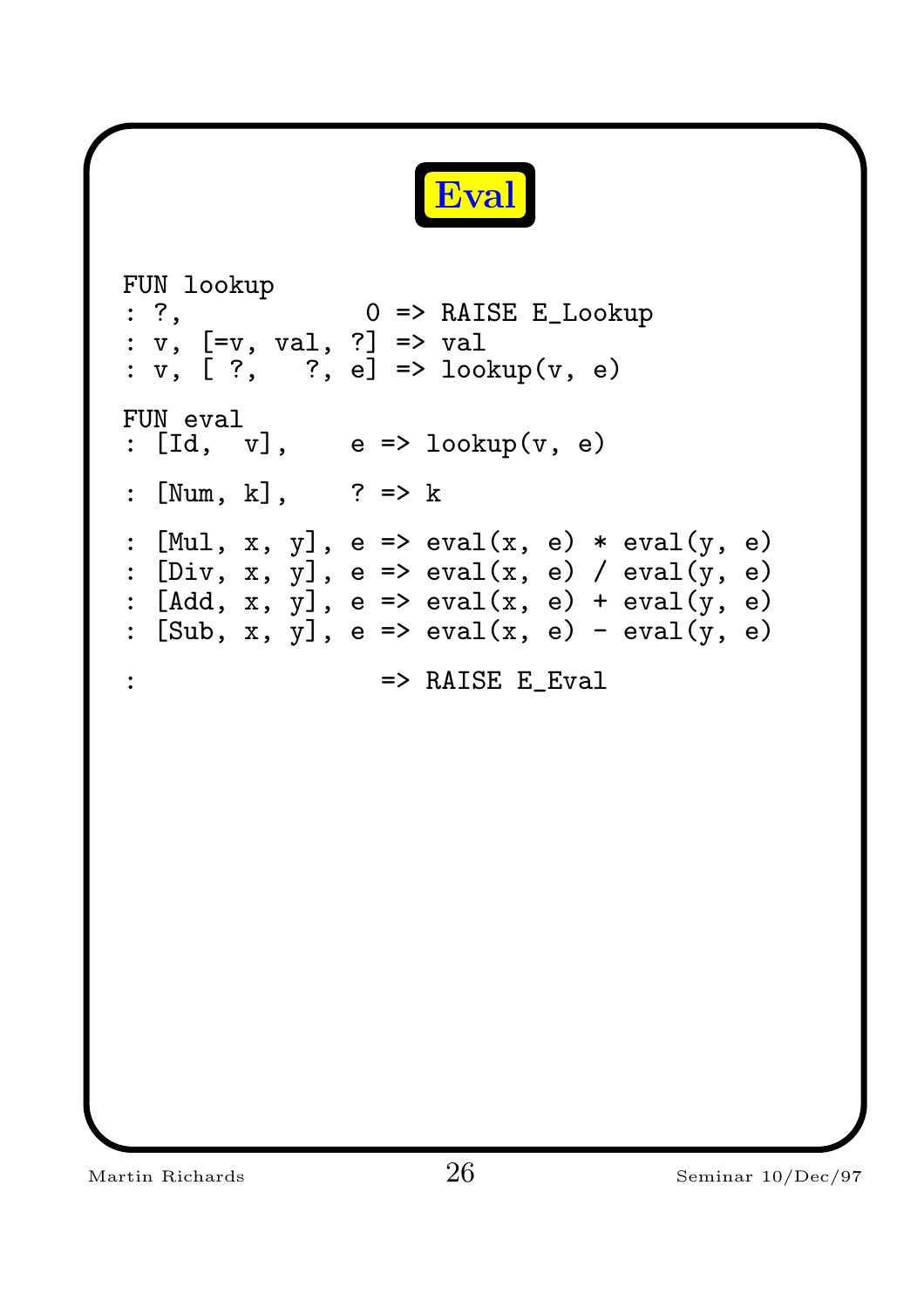# Eval

```
FUN lookup
: ?,             0 => RAISE E_Lookup
: v, [=v, val, ?] => val
: v, [ ?,   ?, e] => lookup(v, e)

FUN eval
: [Id,  v],    e => lookup(v, e)

: [Num, k],    ? => k

: [Mul, x, y], e => eval(x, e) * eval(y, e)
: [Div, x, y], e => eval(x, e) / eval(y, e)
: [Add, x, y], e => eval(x, e) + eval(y, e)
: [Sub, x, y], e => eval(x, e) - eval(y, e)

:                => RAISE E_Eval
```

Martin Richards Seminar 10/Dec/97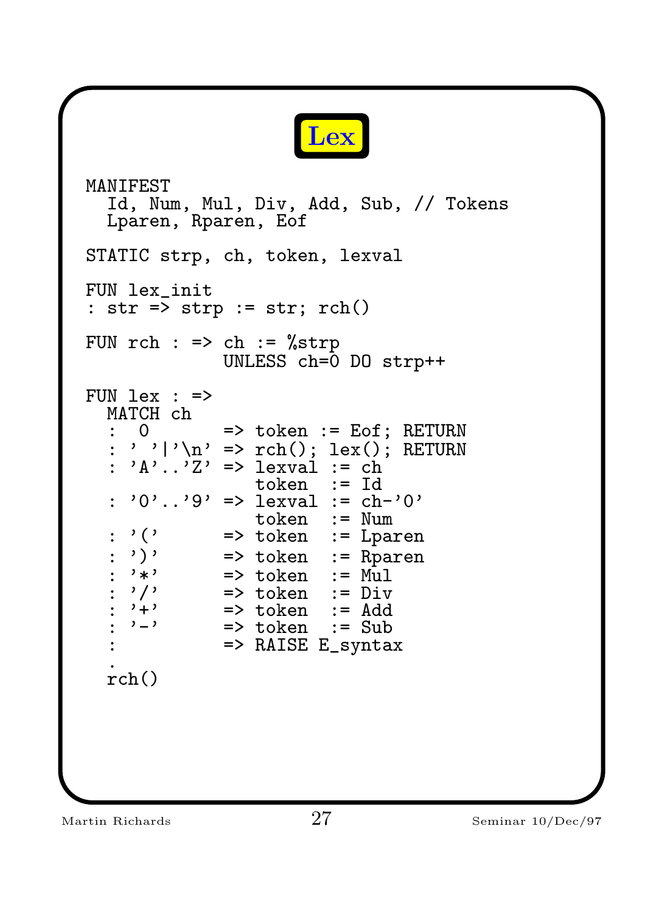# Lex

```
MANIFEST
  Id, Num, Mul, Div, Add, Sub, // Tokens
  Lparen, Rparen, Eof

STATIC strp, ch, token, lexval

FUN lex_init
: str => strp := str; rch()

FUN rch : => ch := %strp
             UNLESS ch=0 DO strp++

FUN lex : =>
  MATCH ch
  :  0       => token := Eof; RETURN
  : ' '|'\n' => rch(); lex(); RETURN
  : 'A'..'Z' => lexval := ch
                token  := Id
  : '0'..'9' => lexval := ch-'0'
                token  := Num
  : '('      => token  := Lparen
  : ')'      => token  := Rparen
  : '*'      => token  := Mul
  : '/'      => token  := Div
  : '+'      => token  := Add
  : '-'      => token  := Sub
  :          => RAISE E_syntax
  .
  rch()
```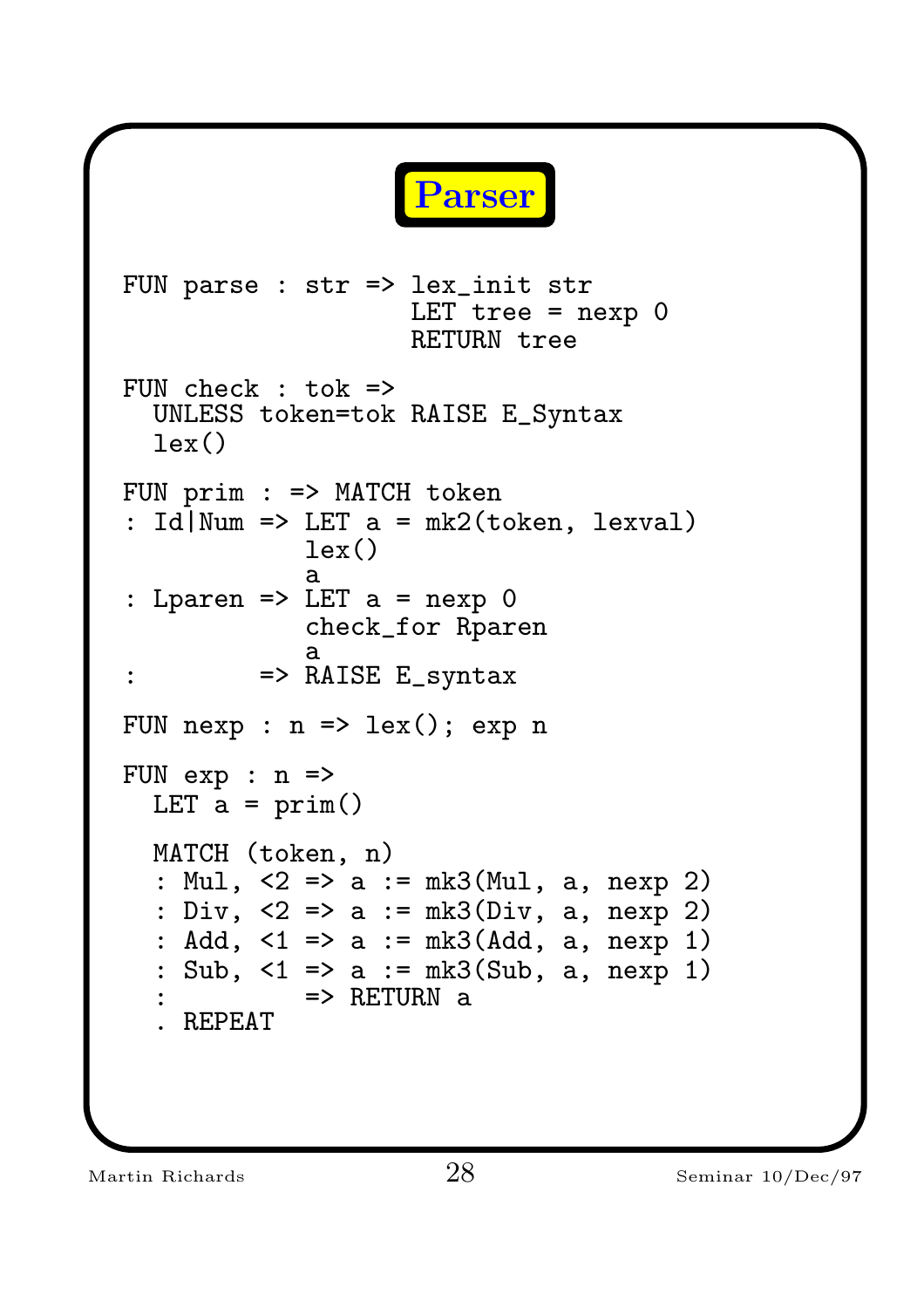# Parser

```
FUN parse : str => lex_init str
                   LET tree = nexp 0
                   RETURN tree

FUN check : tok =>
  UNLESS token=tok RAISE E_Syntax
  lex()

FUN prim : => MATCH token
: Id|Num => LET a = mk2(token, lexval)
            lex()
            a
: Lparen => LET a = nexp 0
            check_for Rparen
            a
:        => RAISE E_syntax

FUN nexp : n => lex(); exp n

FUN exp : n =>
  LET a = prim()

  MATCH (token, n)
  : Mul, <2 => a := mk3(Mul, a, nexp 2)
  : Div, <2 => a := mk3(Div, a, nexp 2)
  : Add, <1 => a := mk3(Add, a, nexp 1)
  : Sub, <1 => a := mk3(Sub, a, nexp 1)
  :         => RETURN a
  . REPEAT
```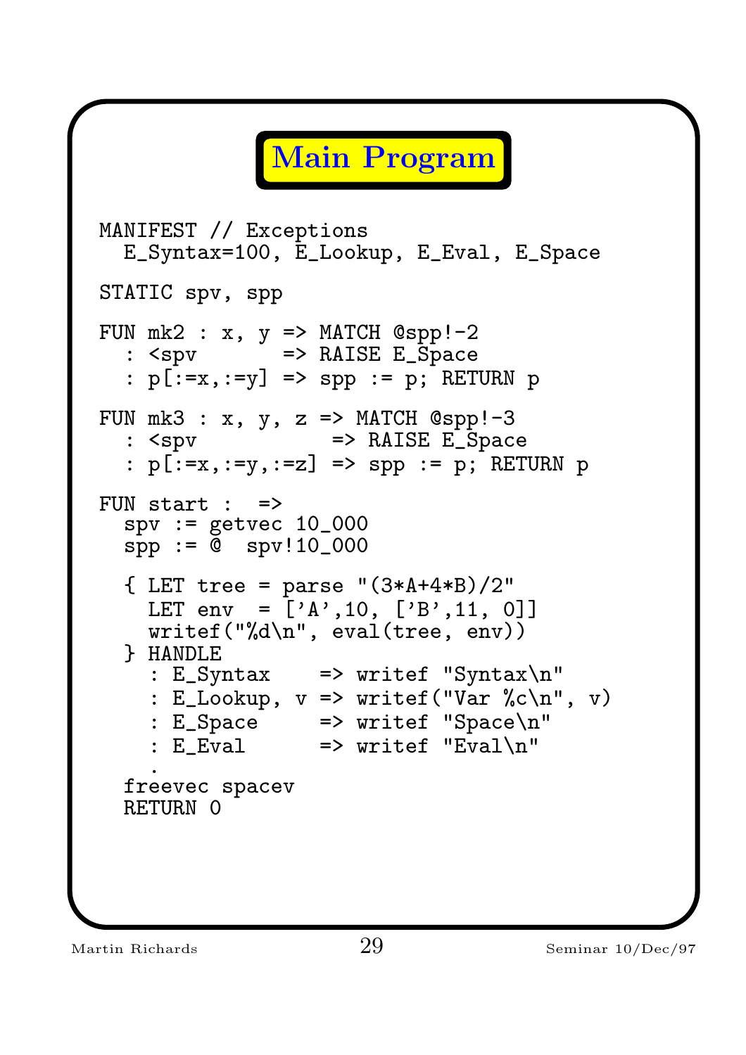# Main Program

```
MANIFEST // Exceptions
  E_Syntax=100, E_Lookup, E_Eval, E_Space

STATIC spv, spp

FUN mk2 : x, y => MATCH @spp!-2
  : <spv        => RAISE E_Space
  : p[:=x,:=y] => spp := p; RETURN p

FUN mk3 : x, y, z => MATCH @spp!-3
  : <spv            => RAISE E_Space
  : p[:=x,:=y,:=z] => spp := p; RETURN p

FUN start :  =>
  spv := getvec 10_000
  spp := @  spv!10_000

  { LET tree = parse "(3*A+4*B)/2"
    LET env  = ['A',10, ['B',11, 0]]
    writef("%d\n", eval(tree, env))
  } HANDLE
    : E_Syntax    => writef "Syntax\n"
    : E_Lookup, v => writef("Var %c\n", v)
    : E_Space     => writef "Space\n"
    : E_Eval      => writef "Eval\n"
    .
  freevec spacev
  RETURN 0
```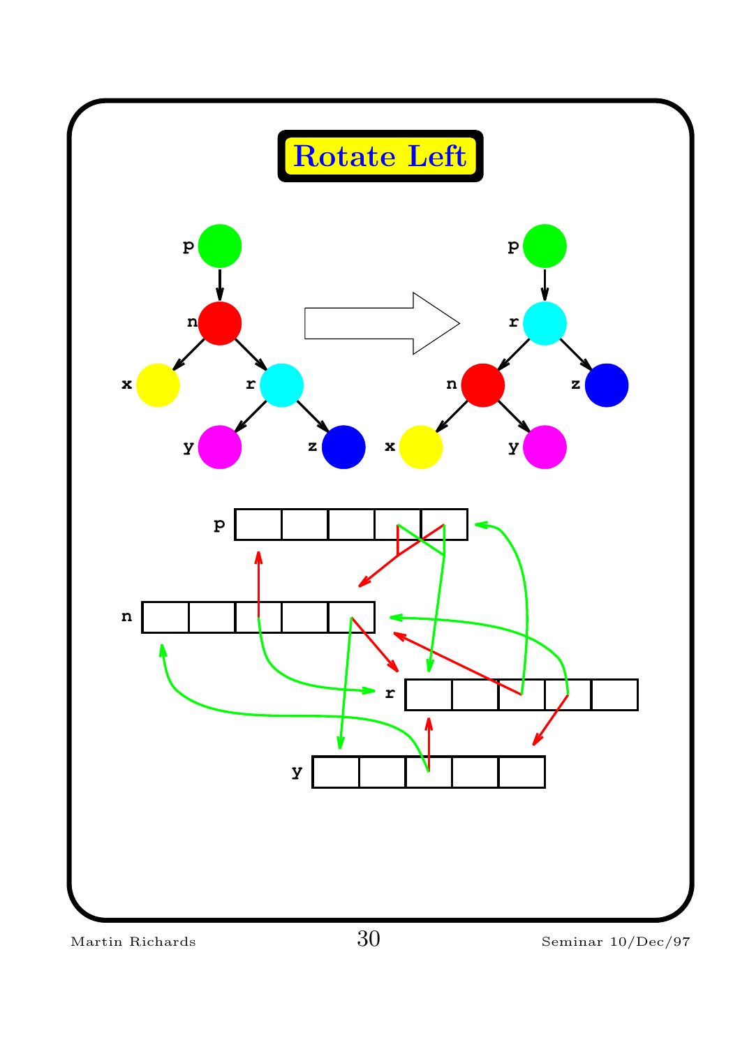# Rotate Left

p

n

x

r

y

z

p

r

n

z

x

y

p

n

r

y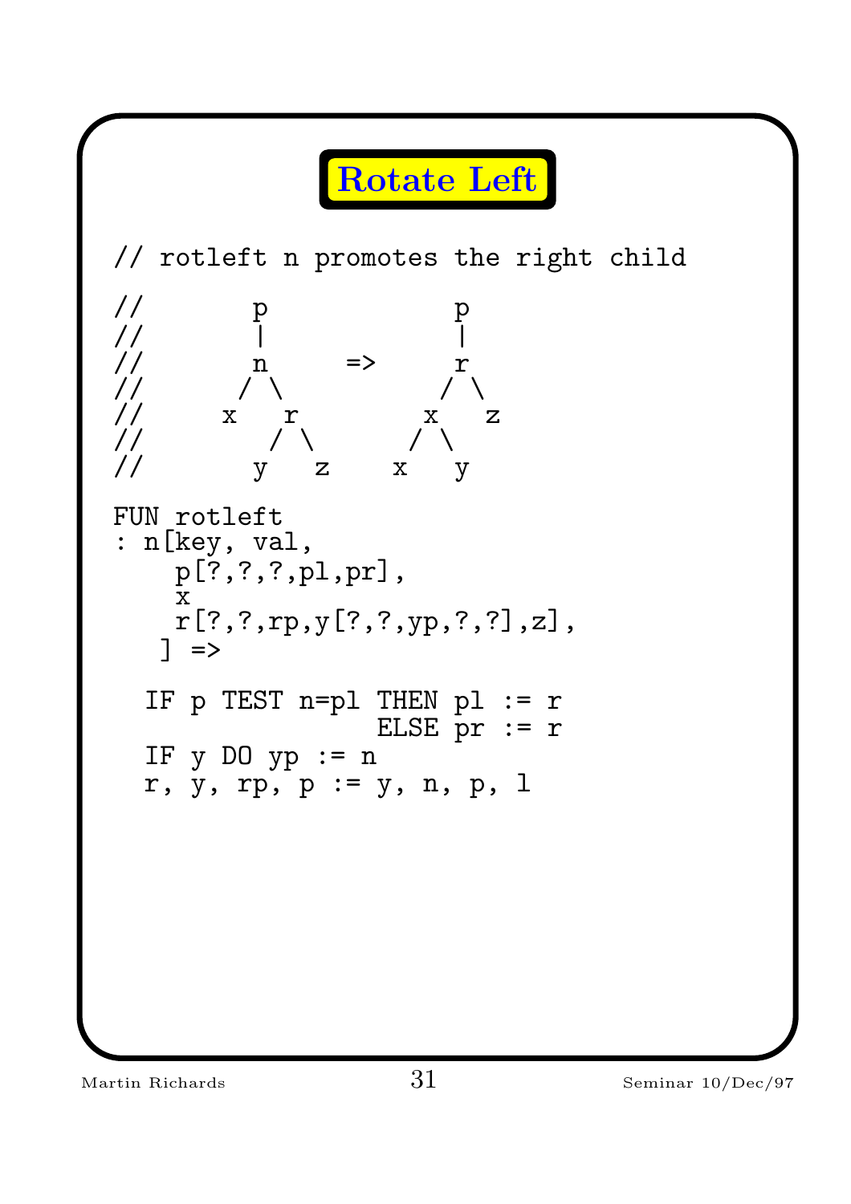# Rotate Left

```
// rotleft n promotes the right child

//        p            p
//        |            |
//        n     =>     r
//       / \          / \
//      x   r        x   z
//         / \      / \
//        y   z    x   y

FUN rotleft
: n[key, val,
    p[?,?,?,pl,pr],
    x
    r[?,?,rp,y[?,?,yp,?,?],z],
   ] =>

  IF p TEST n=pl THEN pl := r
                 ELSE pr := r
  IF y DO yp := n
  r, y, rp, p := y, n, p, l
```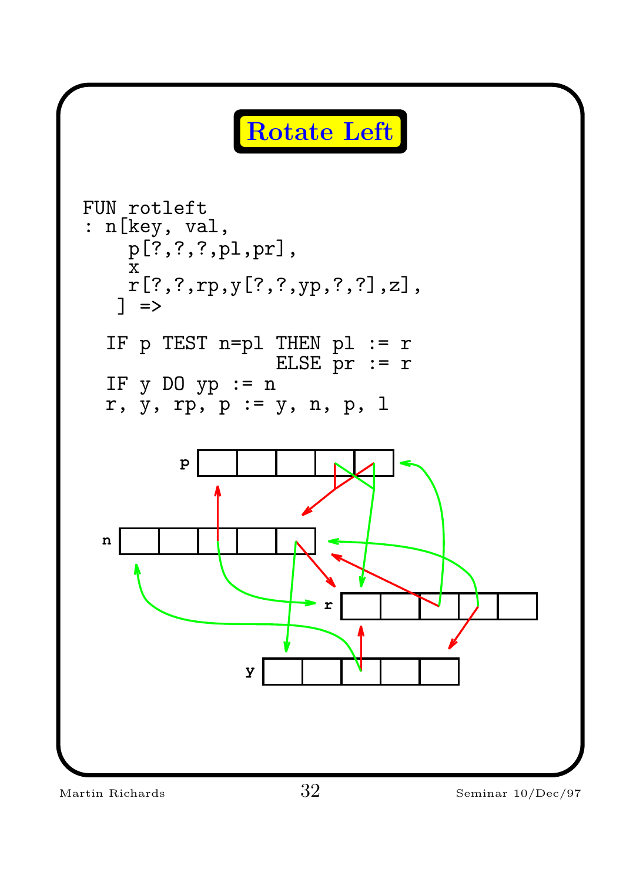# Rotate Left

```
FUN rotleft
: n[key, val,
    p[?,?,?,pl,pr],
    x
    r[?,?,rp,y[?,?,yp,?,?],z],
   ] =>

  IF p TEST n=pl THEN pl := r
                  ELSE pr := r
  IF y DO yp := n
  r, y, rp, p := y, n, p, l
```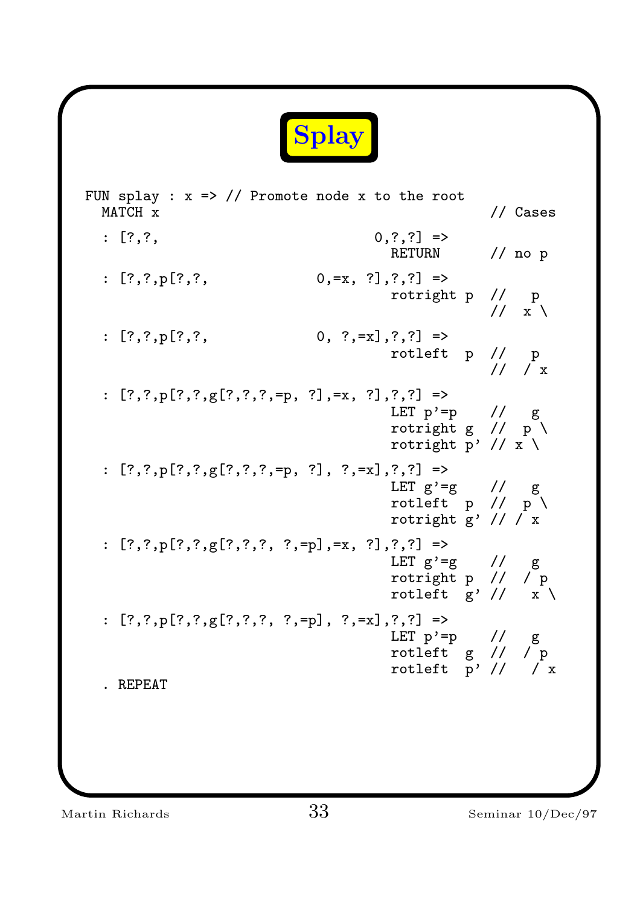# Splay

```
FUN splay : x => // Promote node x to the root
  MATCH x                                              // Cases

  : [?,?,                         0,?,?] =>
                                    RETURN             // no p

  : [?,?,p[?,?,            0,=x, ?],?,?] =>
                                    rotright p  //   p
                                                //  x \

  : [?,?,p[?,?,            0, ?,=x],?,?] =>
                                    rotleft  p  //   p
                                                //  / x

  : [?,?,p[?,?,g[?,?,?,=p, ?],=x, ?],?,?] =>
                                    LET p'=p    //   g
                                    rotright g  //  p \
                                    rotright p' // x \

  : [?,?,p[?,?,g[?,?,?,=p, ?], ?,=x],?,?] =>
                                    LET g'=g    //   g
                                    rotleft  p  //  p \
                                    rotright g' // / x

  : [?,?,p[?,?,g[?,?,?, ?,=p],=x, ?],?,?] =>
                                    LET g'=g    //   g
                                    rotright p  //  / p
                                    rotleft  g' //   x \

  : [?,?,p[?,?,g[?,?,?, ?,=p], ?,=x],?,?] =>
                                    LET p'=p    //   g
                                    rotleft  g  //  / p
                                    rotleft  p' //   / x
  . REPEAT
```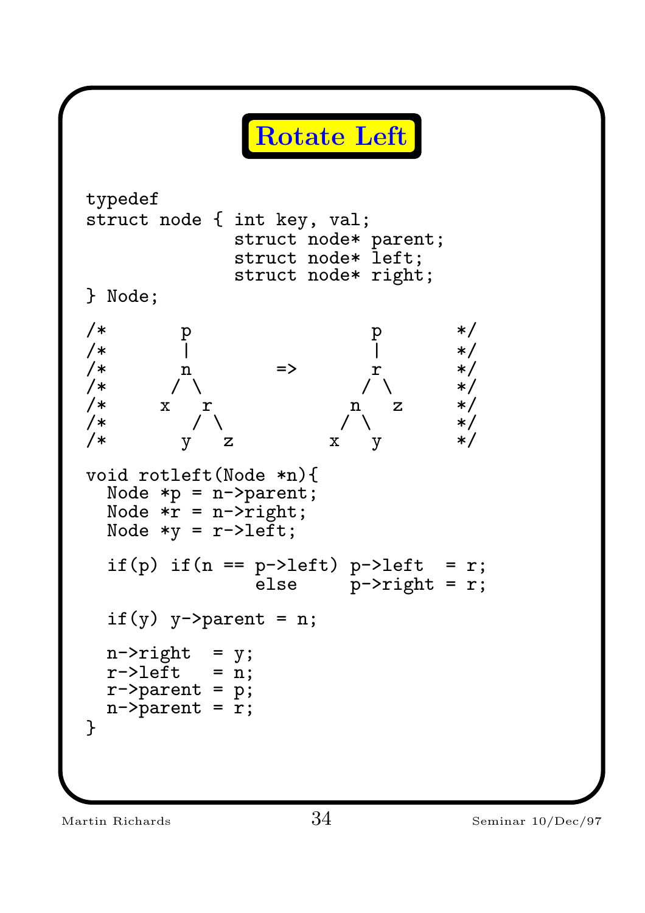# Rotate Left

```
typedef
struct node { int key, val;
              struct node* parent;
              struct node* left;
              struct node* right;
} Node;

/*       p                 p       */
/*       |                 |       */
/*       n        =>       r       */
/*      / \               / \      */
/*     x   r             n   z     */
/*        / \           / \        */
/*       y   z         x   y       */

void rotleft(Node *n){
  Node *p = n->parent;
  Node *r = n->right;
  Node *y = r->left;

  if(p) if(n == p->left) p->left  = r;
                else     p->right = r;

  if(y) y->parent = n;

  n->right  = y;
  r->left   = n;
  r->parent = p;
  n->parent = r;
}
```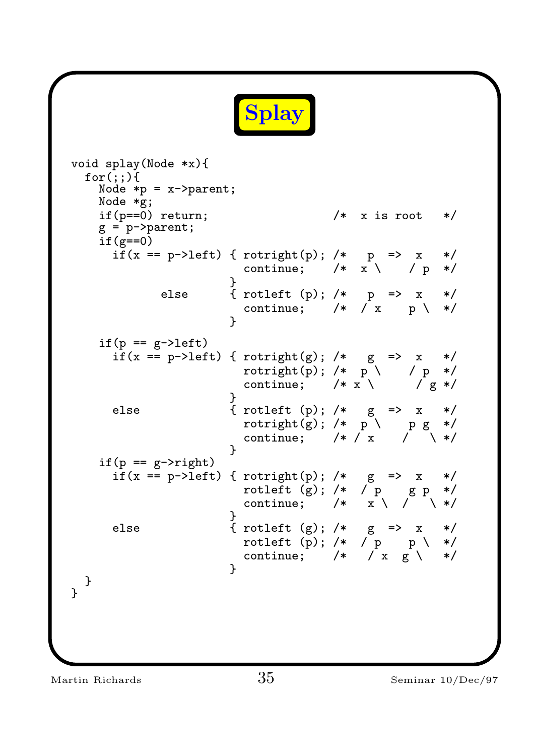# Splay

```
void splay(Node *x){
  for(;;){
    Node *p = x->parent;
    Node *g;
    if(p==0) return;                 /*  x is root   */
    g = p->parent;
    if(g==0)
      if(x == p->left) { rotright(p); /*   p  =>  x   */
                         continue;    /*  x \    / p  */
                       }
              else     { rotleft (p); /*   p  =>  x   */
                         continue;    /*  / x    p \  */
                       }

    if(p == g->left)
      if(x == p->left) { rotright(g); /*   g  =>  x   */
                         rotright(p); /*  p \    / p  */
                         continue;    /* x \      / g */
                       }
      else             { rotleft (p); /*   g  =>  x   */
                         rotright(g); /*  p \    p g  */
                         continue;    /* / x    /   \ */
                       }
    if(p == g->right)
      if(x == p->left) { rotright(p); /*   g  =>  x   */
                         rotleft (g); /*  / p    g p  */
                         continue;    /*   x \  /   \ */
                       }
      else             { rotleft (g); /*   g  =>  x   */
                         rotleft (p); /*  / p    p \  */
                         continue;    /*   / x  g \   */
                       }
  }
}
```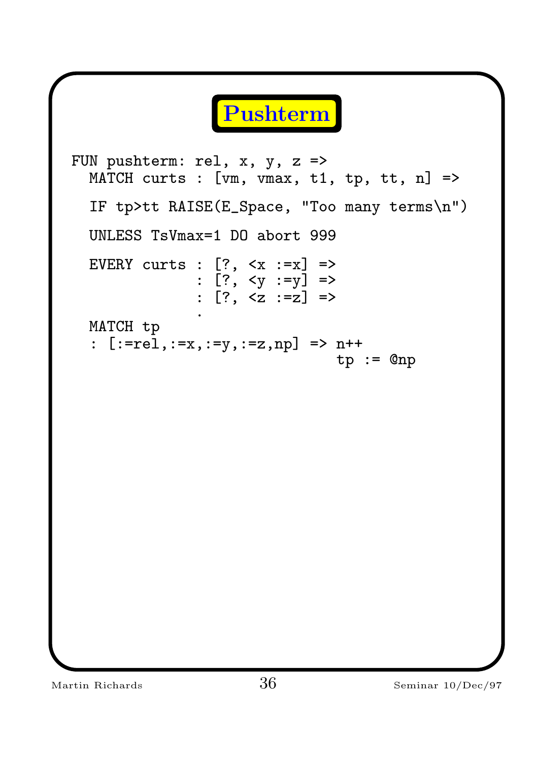# Pushterm

```
FUN pushterm: rel, x, y, z =>
  MATCH curts : [vm, vmax, t1, tp, tt, n] =>

  IF tp>tt RAISE(E_Space, "Too many terms\n")

  UNLESS TsVmax=1 DO abort 999

  EVERY curts : [?, <x :=x] =>
              : [?, <y :=y] =>
              : [?, <z :=z] =>
              .
  MATCH tp
  : [:=rel,:=x,:=y,:=z,np] => n++
                              tp := @np
```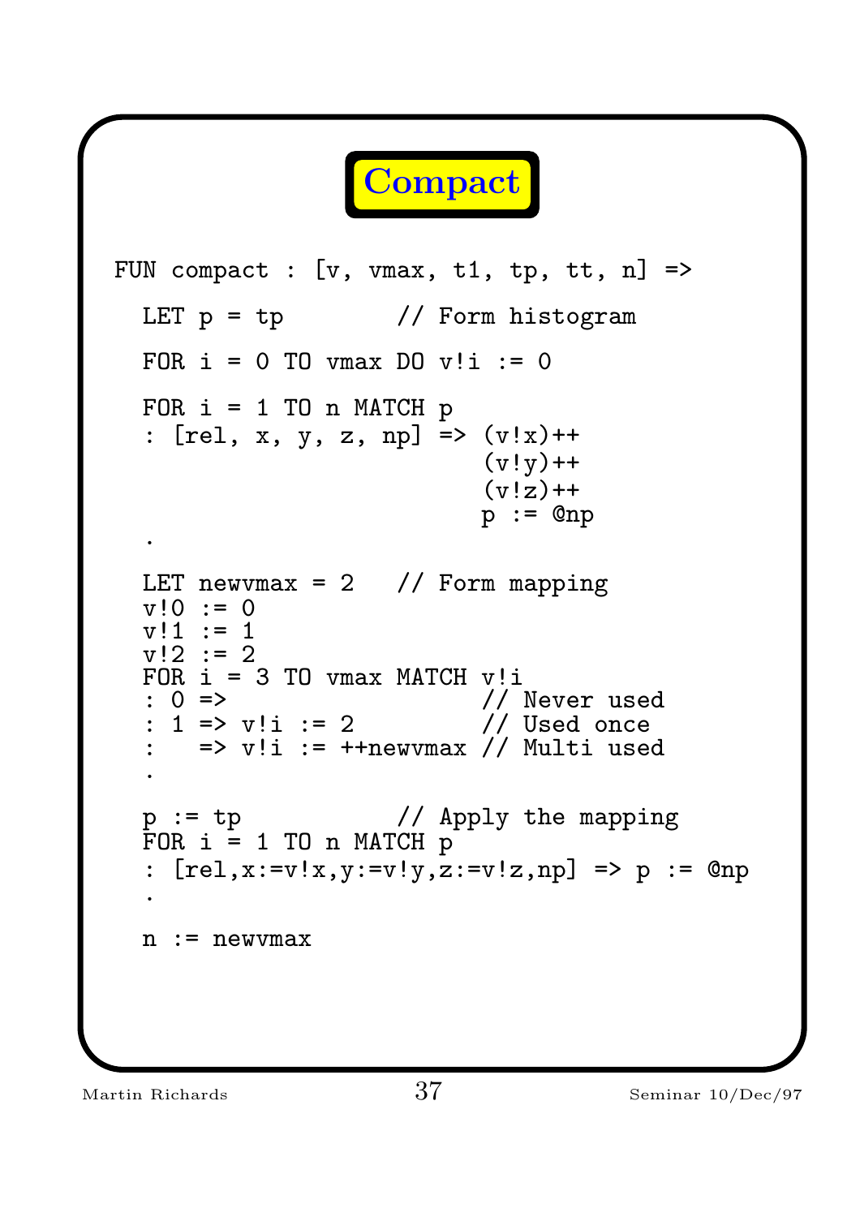# Compact

```
FUN compact : [v, vmax, t1, tp, tt, n] =>

  LET p = tp         // Form histogram

  FOR i = 0 TO vmax DO v!i := 0

  FOR i = 1 TO n MATCH p
  : [rel, x, y, z, np] => (v!x)++
                          (v!y)++
                          (v!z)++
                          p := @np
  .

  LET newvmax = 2   // Form mapping
  v!0 := 0
  v!1 := 1
  v!2 := 2
  FOR i = 3 TO vmax MATCH v!i
  : 0 =>                  // Never used
  : 1 => v!i := 2         // Used once
  :   => v!i := ++newvmax // Multi used
  .

  p := tp            // Apply the mapping
  FOR i = 1 TO n MATCH p
  : [rel,x:=v!x,y:=v!y,z:=v!z,np] => p := @np
  .

  n := newvmax
```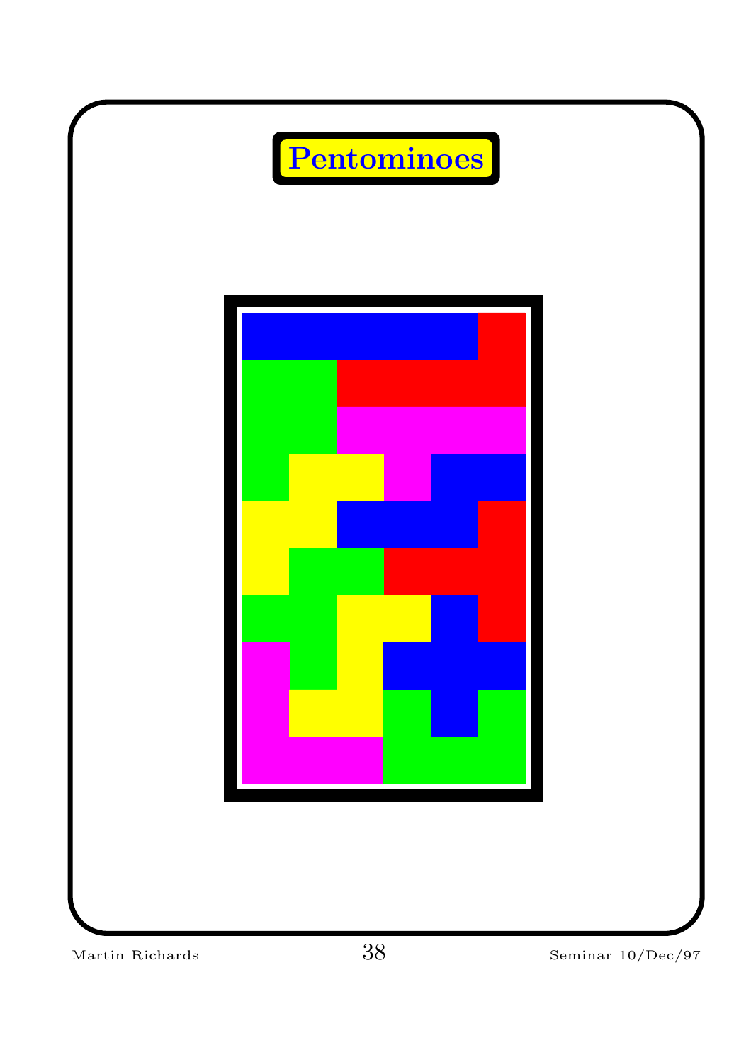# Pentominoes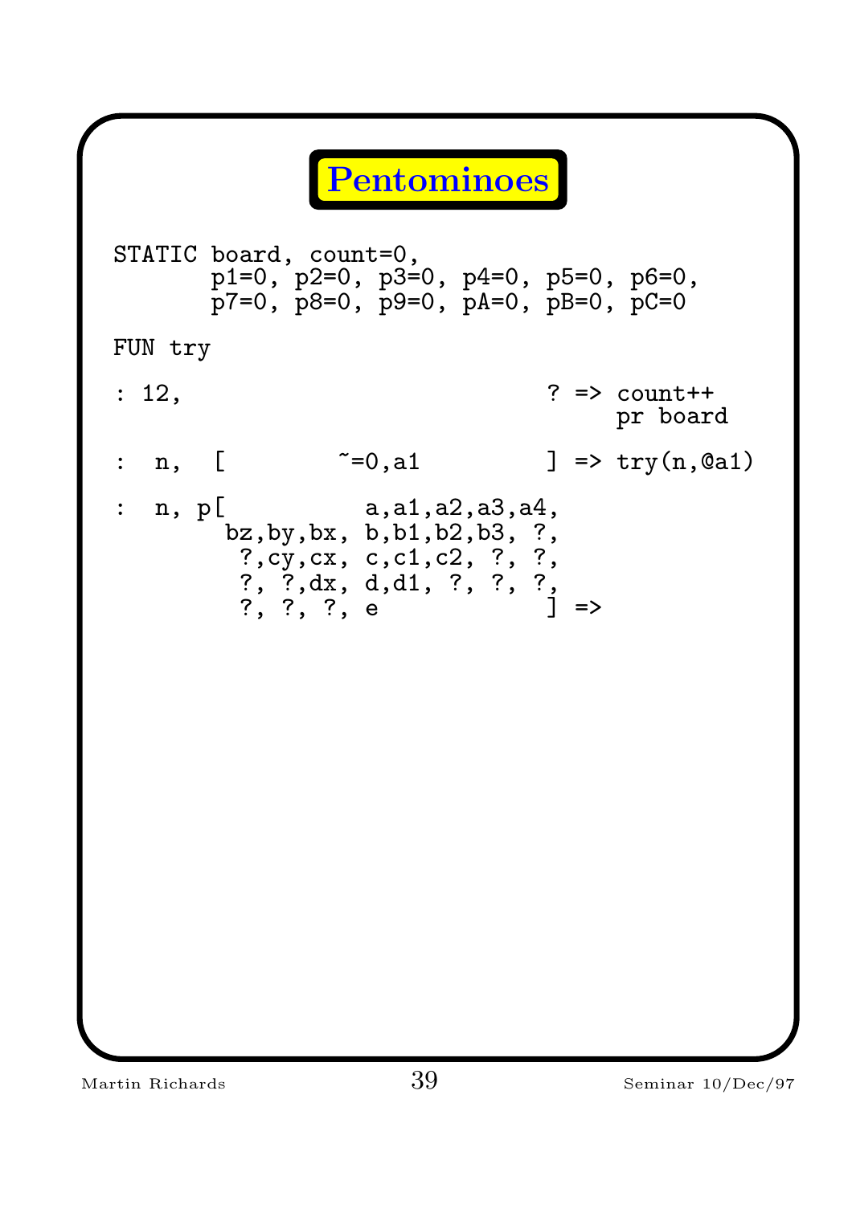# Pentominoes

```
STATIC board, count=0,
       p1=0, p2=0, p3=0, p4=0, p5=0, p6=0,
       p7=0, p8=0, p9=0, pA=0, pB=0, pC=0

FUN try

: 12,                            ? => count++
                                      pr board

:  n,  [        ~=0,a1           ] => try(n,@a1)

:  n, p[          a,a1,a2,a3,a4,
        bz,by,bx, b,b1,b2,b3, ?,
         ?,cy,cx, c,c1,c2, ?, ?,
         ?, ?,dx, d,d1, ?, ?, ?,
         ?, ?, ?, e              ] =>
```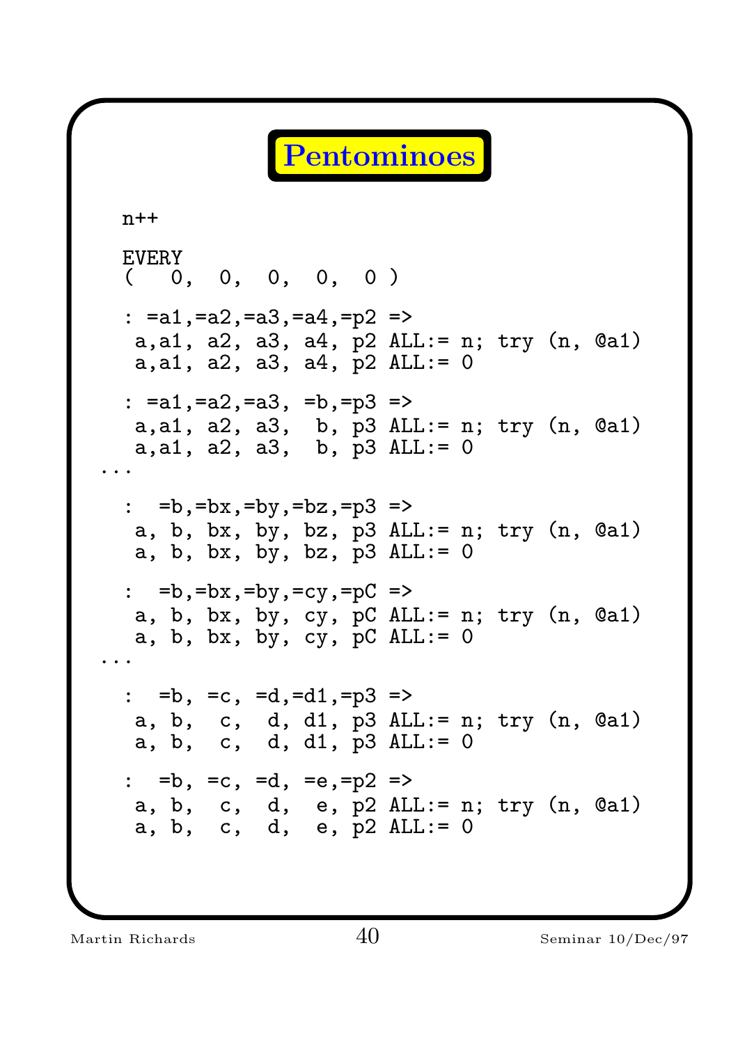# Pentominoes

```
  n++

  EVERY
  (   0,  0,  0,  0,  0 )

  : =a1,=a2,=a3,=a4,=p2 =>
   a,a1, a2, a3, a4, p2 ALL:= n; try (n, @a1)
   a,a1, a2, a3, a4, p2 ALL:= 0

  : =a1,=a2,=a3, =b,=p3 =>
   a,a1, a2, a3,  b, p3 ALL:= n; try (n, @a1)
   a,a1, a2, a3,  b, p3 ALL:= 0
...

  :  =b,=bx,=by,=bz,=p3 =>
   a, b, bx, by, bz, p3 ALL:= n; try (n, @a1)
   a, b, bx, by, bz, p3 ALL:= 0

  :  =b,=bx,=by,=cy,=pC =>
   a, b, bx, by, cy, pC ALL:= n; try (n, @a1)
   a, b, bx, by, cy, pC ALL:= 0
...

  :  =b, =c, =d,=d1,=p3 =>
   a, b,  c,  d, d1, p3 ALL:= n; try (n, @a1)
   a, b,  c,  d, d1, p3 ALL:= 0

  :  =b, =c, =d, =e,=p2 =>
   a, b,  c,  d,  e, p2 ALL:= n; try (n, @a1)
   a, b,  c,  d,  e, p2 ALL:= 0
```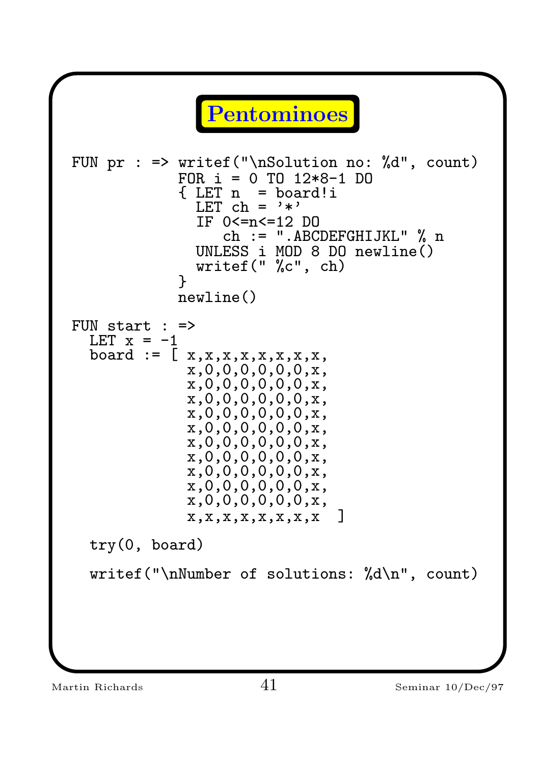# Pentominoes

```
FUN pr : => writef("\nSolution no: %d", count)
           FOR i = 0 TO 12*8-1 DO
           { LET n  = board!i
             LET ch = '*'
             IF 0<=n<=12 DO
                ch := ".ABCDEFGHIJKL" % n
             UNLESS i MOD 8 DO newline()
             writef(" %c", ch)
           }
           newline()

FUN start : =>
  LET x = -1
  board := [ x,x,x,x,x,x,x,x,
             x,0,0,0,0,0,0,x,
             x,0,0,0,0,0,0,x,
             x,0,0,0,0,0,0,x,
             x,0,0,0,0,0,0,x,
             x,0,0,0,0,0,0,x,
             x,0,0,0,0,0,0,x,
             x,0,0,0,0,0,0,x,
             x,0,0,0,0,0,0,x,
             x,0,0,0,0,0,0,x,
             x,0,0,0,0,0,0,x,
             x,x,x,x,x,x,x,x  ]

  try(0, board)

  writef("\nNumber of solutions: %d\n", count)
```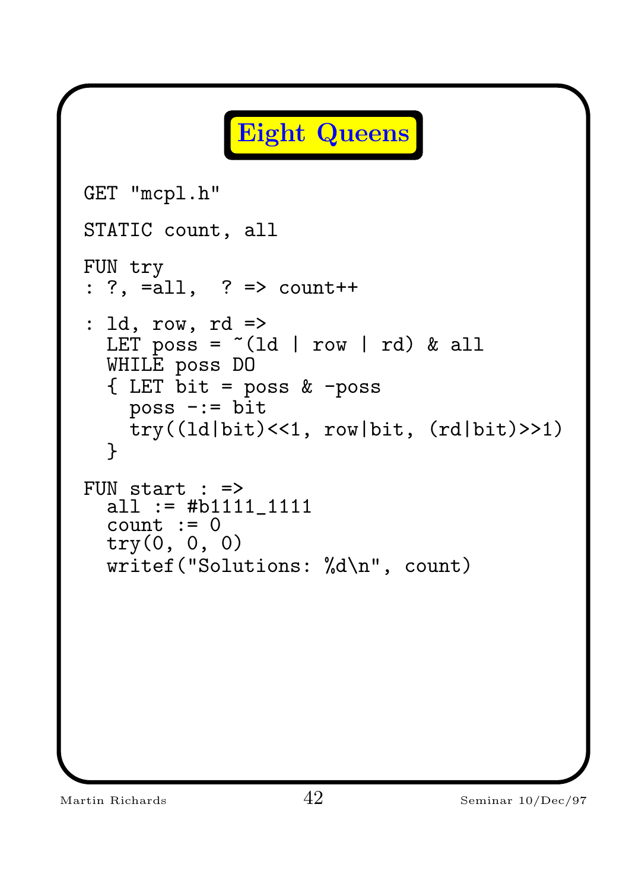# Eight Queens

```
GET "mcpl.h"

STATIC count, all

FUN try
: ?, =all,  ? => count++

: ld, row, rd =>
  LET poss = ~(ld | row | rd) & all
  WHILE poss DO
  { LET bit = poss & -poss
    poss -:= bit
    try((ld|bit)<<1, row|bit, (rd|bit)>>1)
  }

FUN start : =>
  all := #b1111_1111
  count := 0
  try(0, 0, 0)
  writef("Solutions: %d\n", count)
```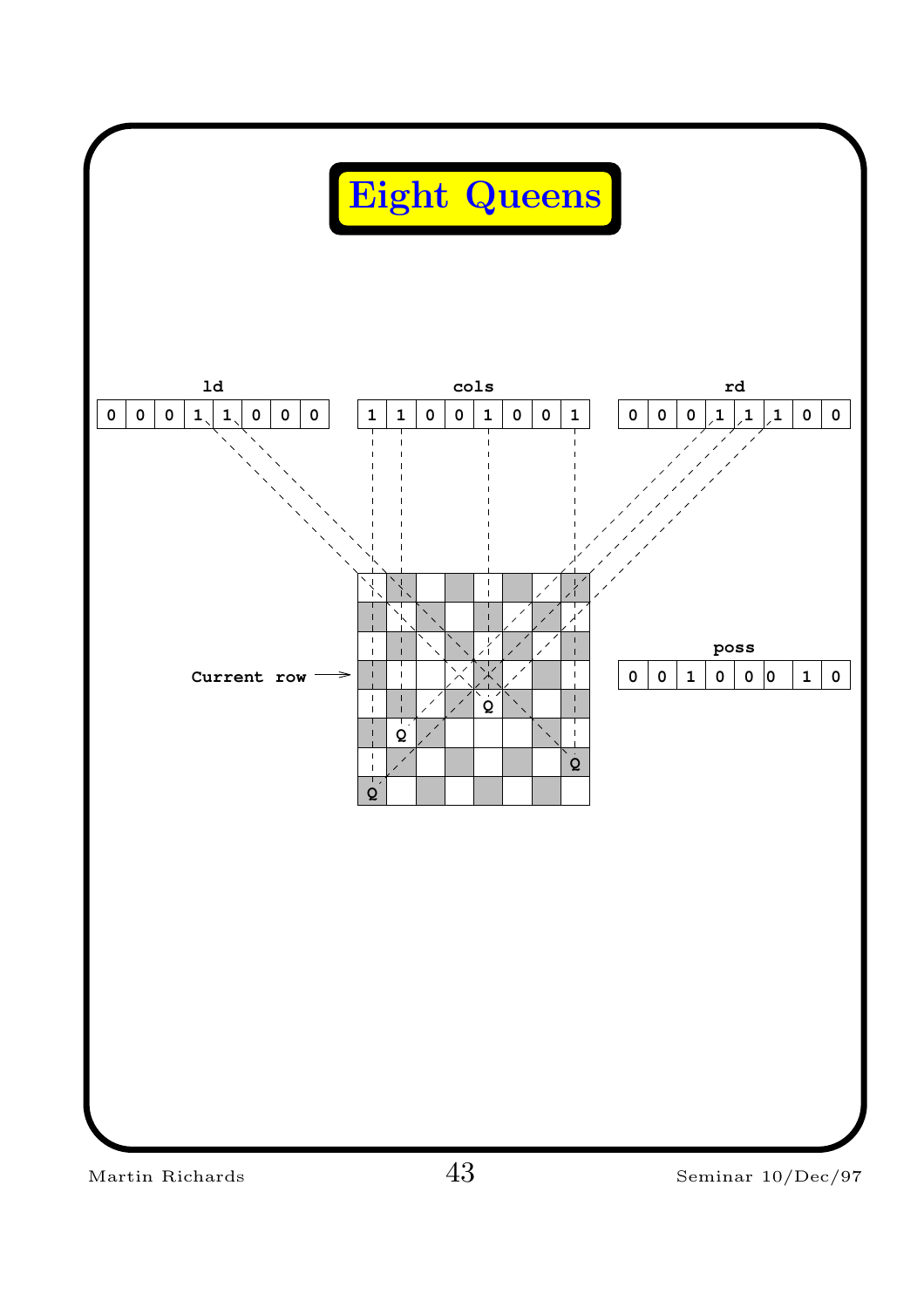# Eight Queens

**ld**

| 0 | 0 | 0 | 1 | 1 | 0 | 0 | 0 |
|---|---|---|---|---|---|---|---|

**cols**

| 1 | 1 | 0 | 0 | 1 | 0 | 0 | 1 |
|---|---|---|---|---|---|---|---|

**rd**

| 0 | 0 | 0 | 1 | 1 | 1 | 0 | 0 |
|---|---|---|---|---|---|---|---|

**Current row** →

**poss**

| 0 | 0 | 1 | 0 | 0 | 0 | 1 | 0 |
|---|---|---|---|---|---|---|---|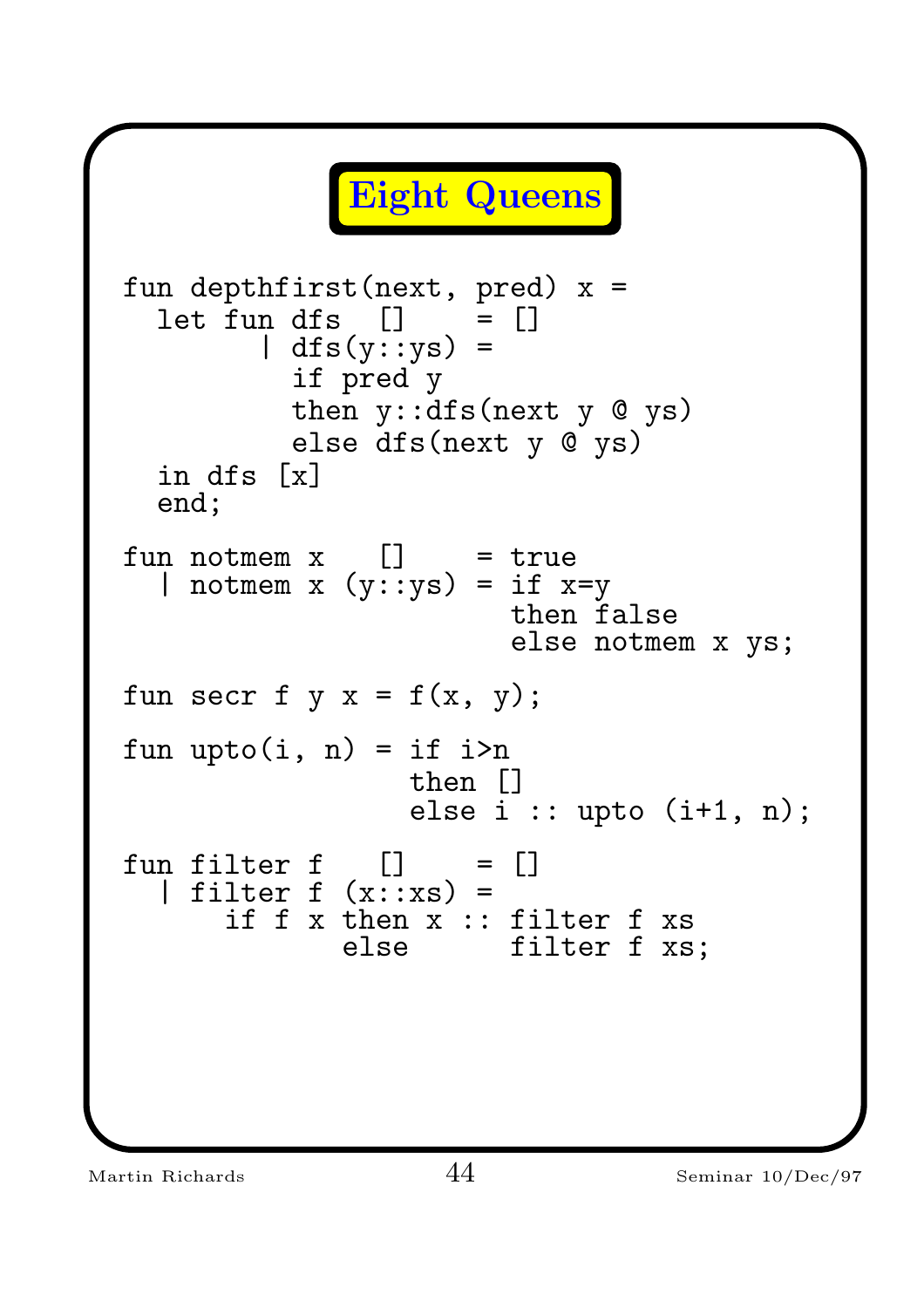# Eight Queens

```
fun depthfirst(next, pred) x =
  let fun dfs  []    = []
        | dfs(y::ys) =
          if pred y
          then y::dfs(next y @ ys)
          else dfs(next y @ ys)
  in dfs [x]
  end;

fun notmem x   []    = true
  | notmem x (y::ys) = if x=y
                       then false
                       else notmem x ys;

fun secr f y x = f(x, y);

fun upto(i, n) = if i>n
                 then []
                 else i :: upto (i+1, n);

fun filter f   []    = []
  | filter f (x::xs) =
      if f x then x :: filter f xs
             else      filter f xs;
```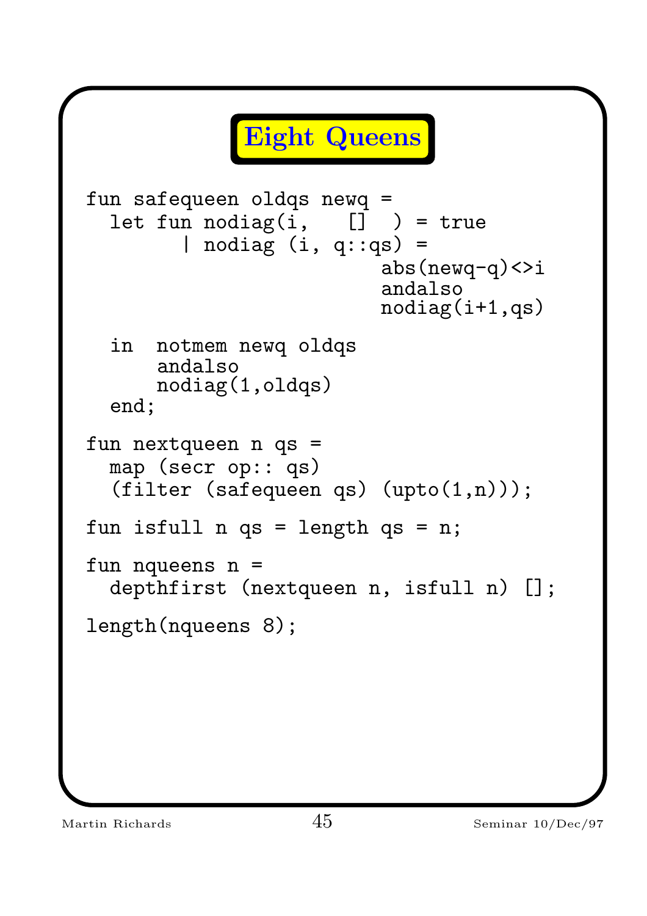# Eight Queens

```
fun safequeen oldqs newq =
  let fun nodiag(i,   []  ) = true
        | nodiag (i, q::qs) =
                          abs(newq-q)<>i
                          andalso
                          nodiag(i+1,qs)

  in  notmem newq oldqs
      andalso
      nodiag(1,oldqs)
  end;

fun nextqueen n qs =
  map (secr op:: qs)
  (filter (safequeen qs) (upto(1,n)));

fun isfull n qs = length qs = n;

fun nqueens n =
  depthfirst (nextqueen n, isfull n) [];

length(nqueens 8);
```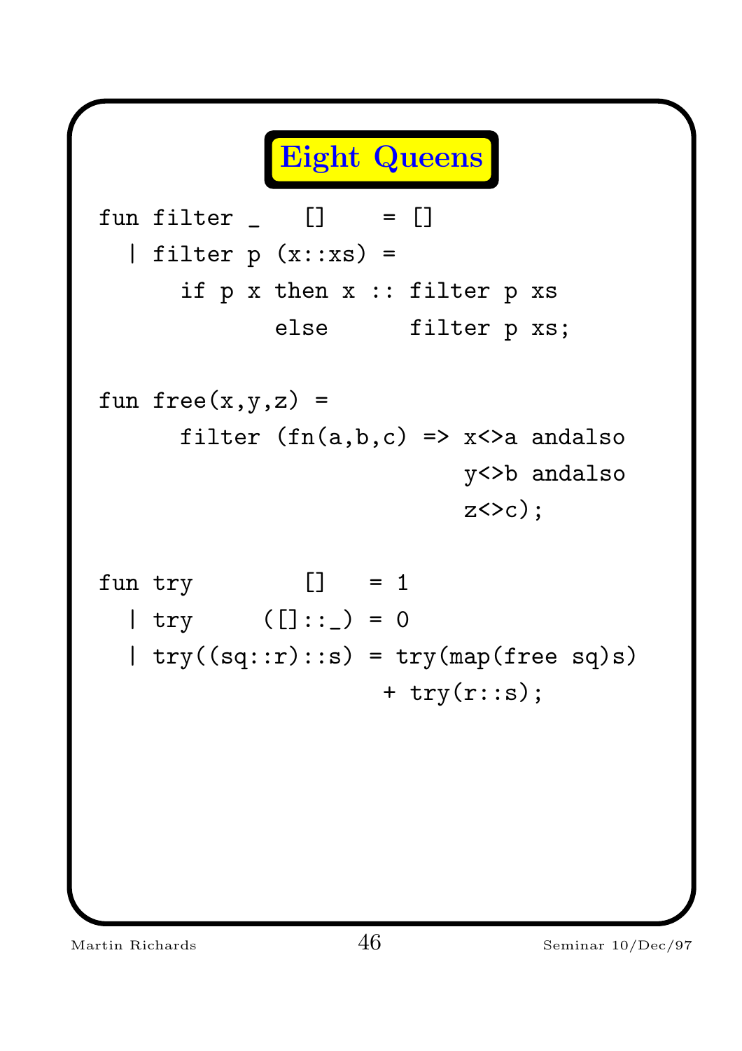# Eight Queens

```
fun filter _    []    = []
  | filter p (x::xs) =
      if p x then x :: filter p xs
             else      filter p xs;

fun free(x,y,z) =
      filter (fn(a,b,c) => x<>a andalso
                           y<>b andalso
                           z<>c);

fun try         []    = 1
  | try      ([]::_) = 0
  | try((sq::r)::s) = try(map(free sq)s)
                    + try(r::s);
```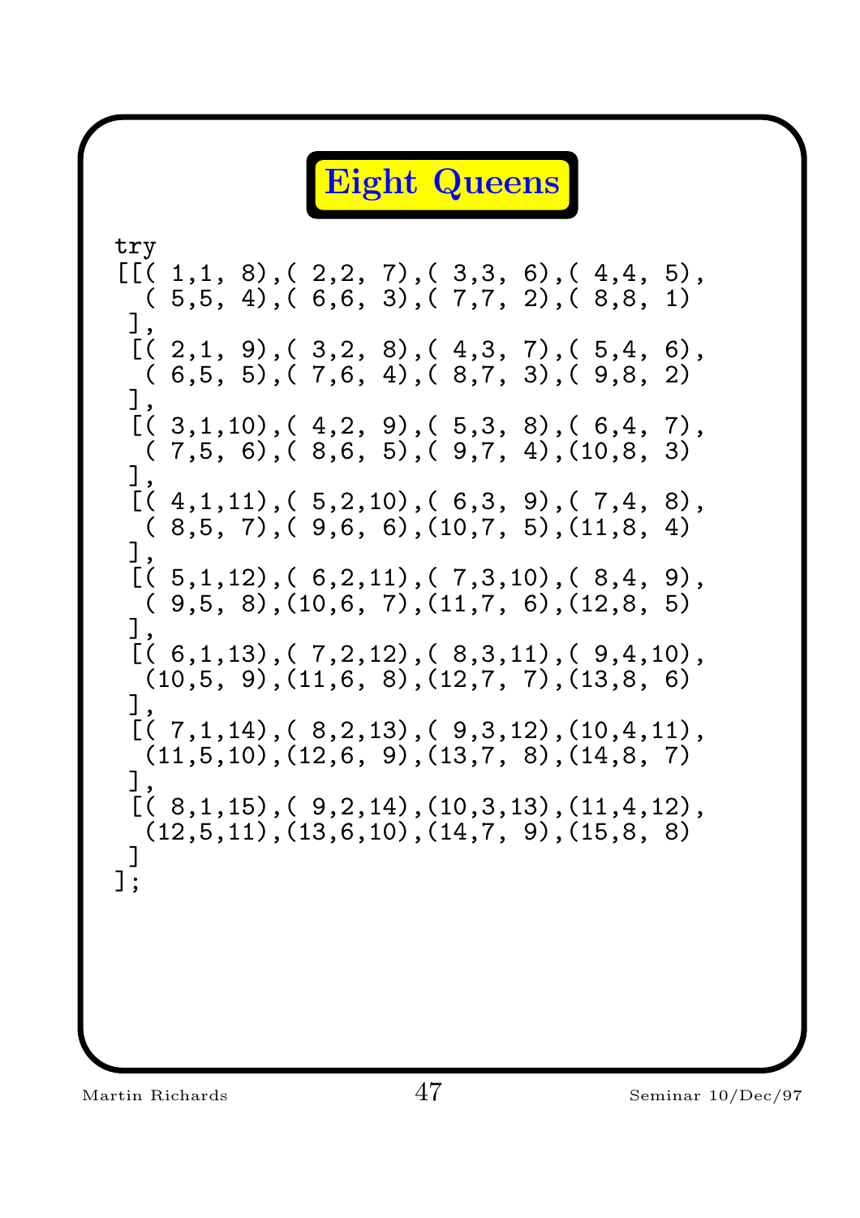# Eight Queens

```
try
[[( 1,1, 8),( 2,2, 7),( 3,3, 6),( 4,4, 5),
  ( 5,5, 4),( 6,6, 3),( 7,7, 2),( 8,8, 1)
 ],
 [( 2,1, 9),( 3,2, 8),( 4,3, 7),( 5,4, 6),
  ( 6,5, 5),( 7,6, 4),( 8,7, 3),( 9,8, 2)
 ],
 [( 3,1,10),( 4,2, 9),( 5,3, 8),( 6,4, 7),
  ( 7,5, 6),( 8,6, 5),( 9,7, 4),(10,8, 3)
 ],
 [( 4,1,11),( 5,2,10),( 6,3, 9),( 7,4, 8),
  ( 8,5, 7),( 9,6, 6),(10,7, 5),(11,8, 4)
 ],
 [( 5,1,12),( 6,2,11),( 7,3,10),( 8,4, 9),
  ( 9,5, 8),(10,6, 7),(11,7, 6),(12,8, 5)
 ],
 [( 6,1,13),( 7,2,12),( 8,3,11),( 9,4,10),
  (10,5, 9),(11,6, 8),(12,7, 7),(13,8, 6)
 ],
 [( 7,1,14),( 8,2,13),( 9,3,12),(10,4,11),
  (11,5,10),(12,6, 9),(13,7, 8),(14,8, 7)
 ],
 [( 8,1,15),( 9,2,14),(10,3,13),(11,4,12),
  (12,5,11),(13,6,10),(14,7, 9),(15,8, 8)
 ]
];
```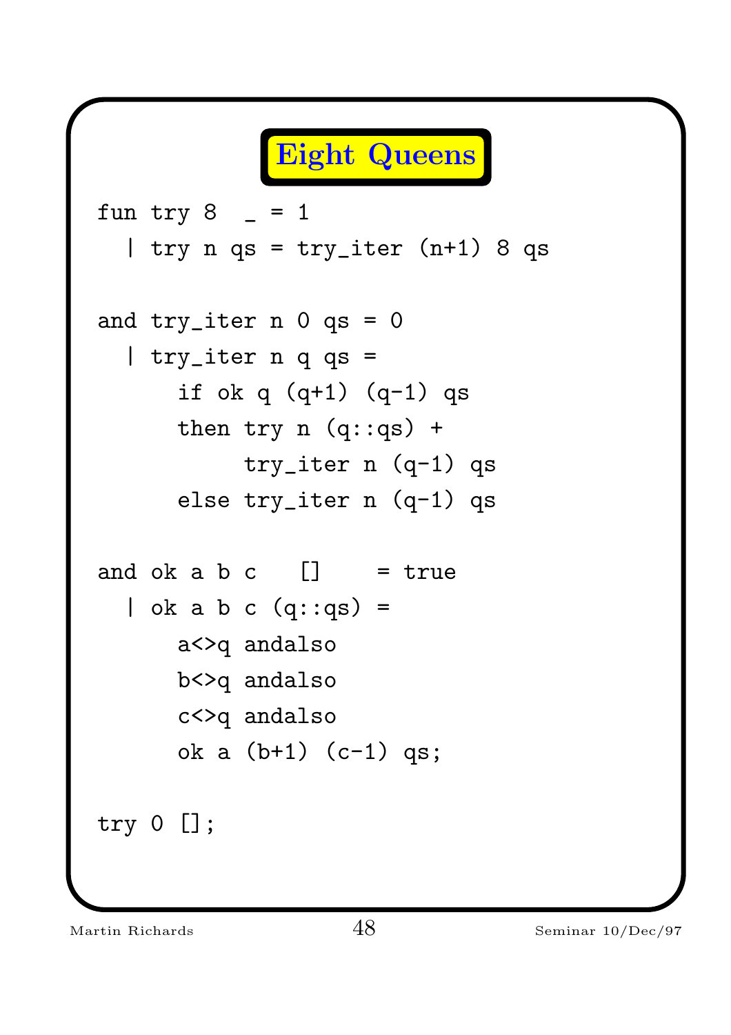# Eight Queens

```
fun try 8  _ = 1
  | try n qs = try_iter (n+1) 8 qs

and try_iter n 0 qs = 0
  | try_iter n q qs =
      if ok q (q+1) (q-1) qs
      then try n (q::qs) +
           try_iter n (q-1) qs
      else try_iter n (q-1) qs

and ok a b c   []    = true
  | ok a b c (q::qs) =
      a<>q andalso
      b<>q andalso
      c<>q andalso
      ok a (b+1) (c-1) qs;

try 0 [];
```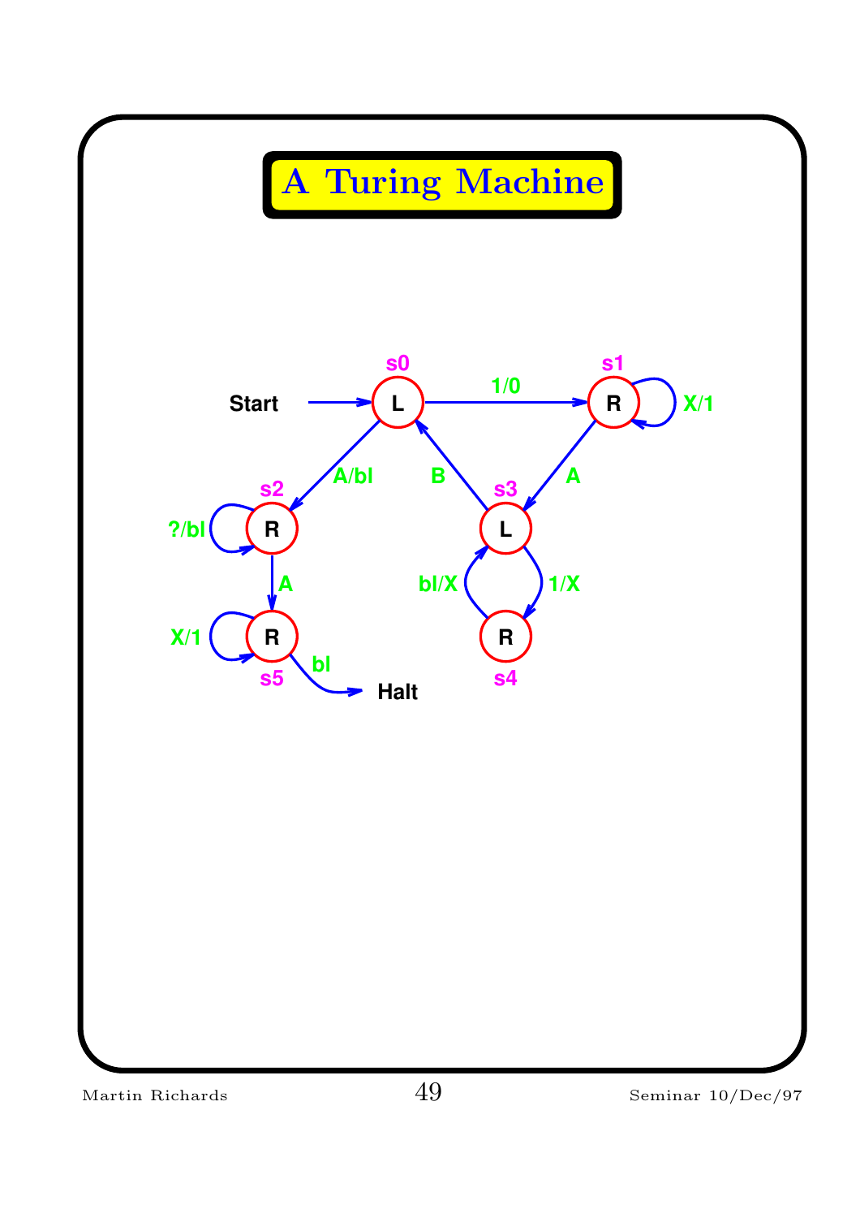# A Turing Machine

Start → s0 (L)

s0 (L) —1/0→ s1 (R)

s0 (L) —A/bl→ s2 (R)

s1 (R) —X/1→ s1 (R)

s1 (R) —A→ s3 (L)

s3 (L) —B→ s0 (L)

s3 (L) —1/X→ s4 (R)

s4 (R) —bl/X→ s3 (L)

s2 (R) —?/bl→ s2 (R)

s2 (R) —A→ s5 (R)

s5 (R) —X/1→ s5 (R)

s5 (R) —bl→ Halt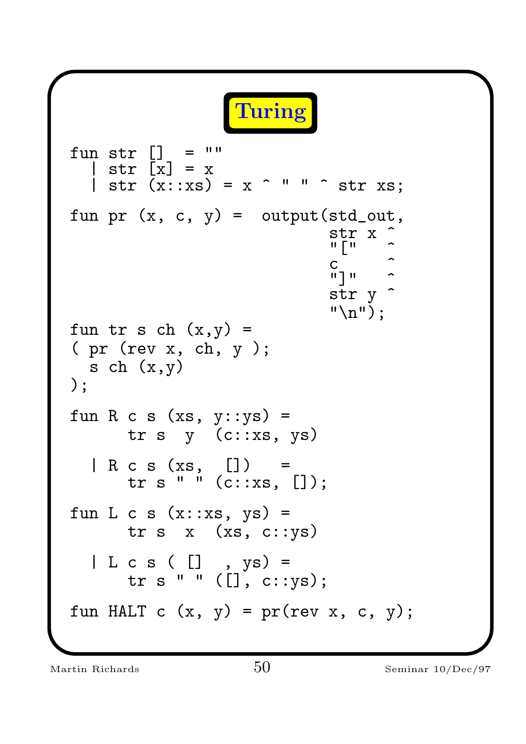# Turing

```
fun str []  = ""
  | str [x] = x
  | str (x::xs) = x ^ " " ^ str xs;

fun pr (x, c, y) =  output(std_out,
                           str x ^
                           "["   ^
                           c     ^
                           "]"   ^
                           str y ^
                           "\n");

fun tr s ch (x,y) =
( pr (rev x, ch, y );
  s ch (x,y)
);

fun R c s (xs, y::ys) =
      tr s  y  (c::xs, ys)

  | R c s (xs,  [])   =
      tr s " " (c::xs, []);

fun L c s (x::xs, ys) =
      tr s  x  (xs, c::ys)

  | L c s ( []  , ys) =
      tr s " " ([], c::ys);

fun HALT c (x, y) = pr(rev x, c, y);
```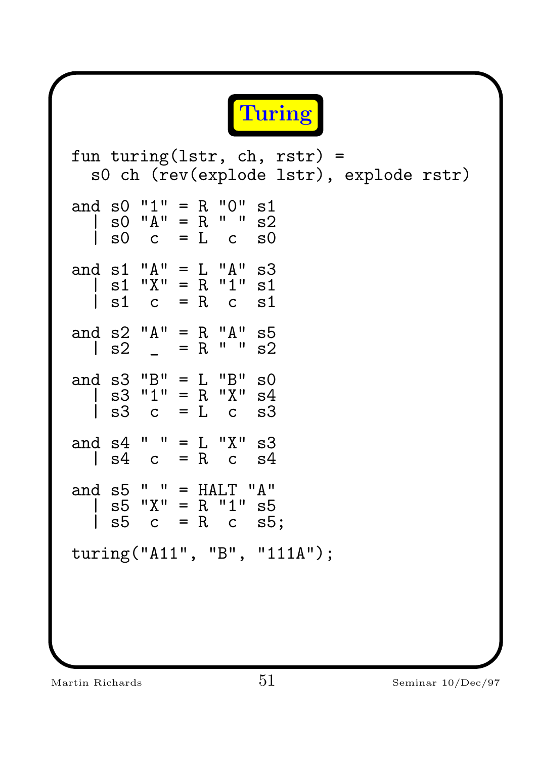# Turing

```
fun turing(lstr, ch, rstr) =
  s0 ch (rev(explode lstr), explode rstr)

and s0 "1" = R "0" s1
  | s0 "A" = R " " s2
  | s0  c  = L  c  s0

and s1 "A" = L "A" s3
  | s1 "X" = R "1" s1
  | s1  c  = R  c  s1

and s2 "A" = R "A" s5
  | s2  _  = R " " s2

and s3 "B" = L "B" s0
  | s3 "1" = R "X" s4
  | s3  c  = L  c  s3

and s4 " " = L "X" s3
  | s4  c  = R  c  s4

and s5 " " = HALT "A"
  | s5 "X" = R "1" s5
  | s5  c  = R  c  s5;

turing("A11", "B", "111A");
```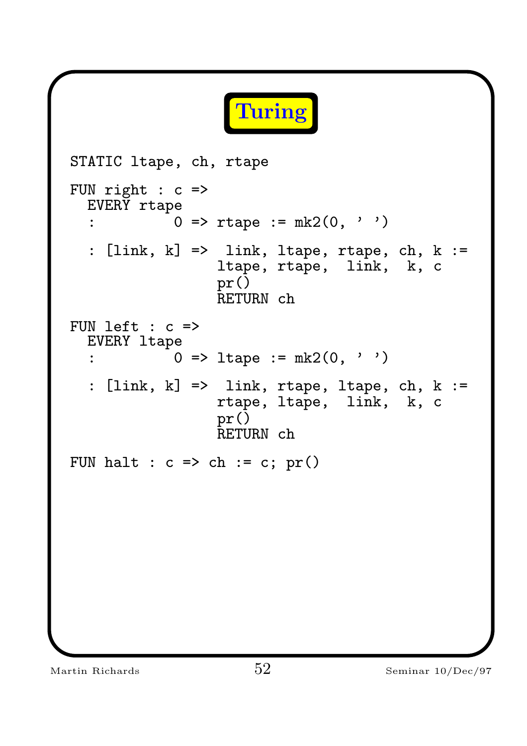# Turing

```
STATIC ltape, ch, rtape

FUN right : c =>
  EVERY rtape
  :        0 => rtape := mk2(0, ' ')

  : [link, k] =>  link, ltape, rtape, ch, k :=
                 ltape, rtape,  link,  k, c
                 pr()
                 RETURN ch

FUN left : c =>
  EVERY ltape
  :        0 => ltape := mk2(0, ' ')

  : [link, k] =>  link, rtape, ltape, ch, k :=
                 rtape, ltape,  link,  k, c
                 pr()
                 RETURN ch

FUN halt : c => ch := c; pr()
```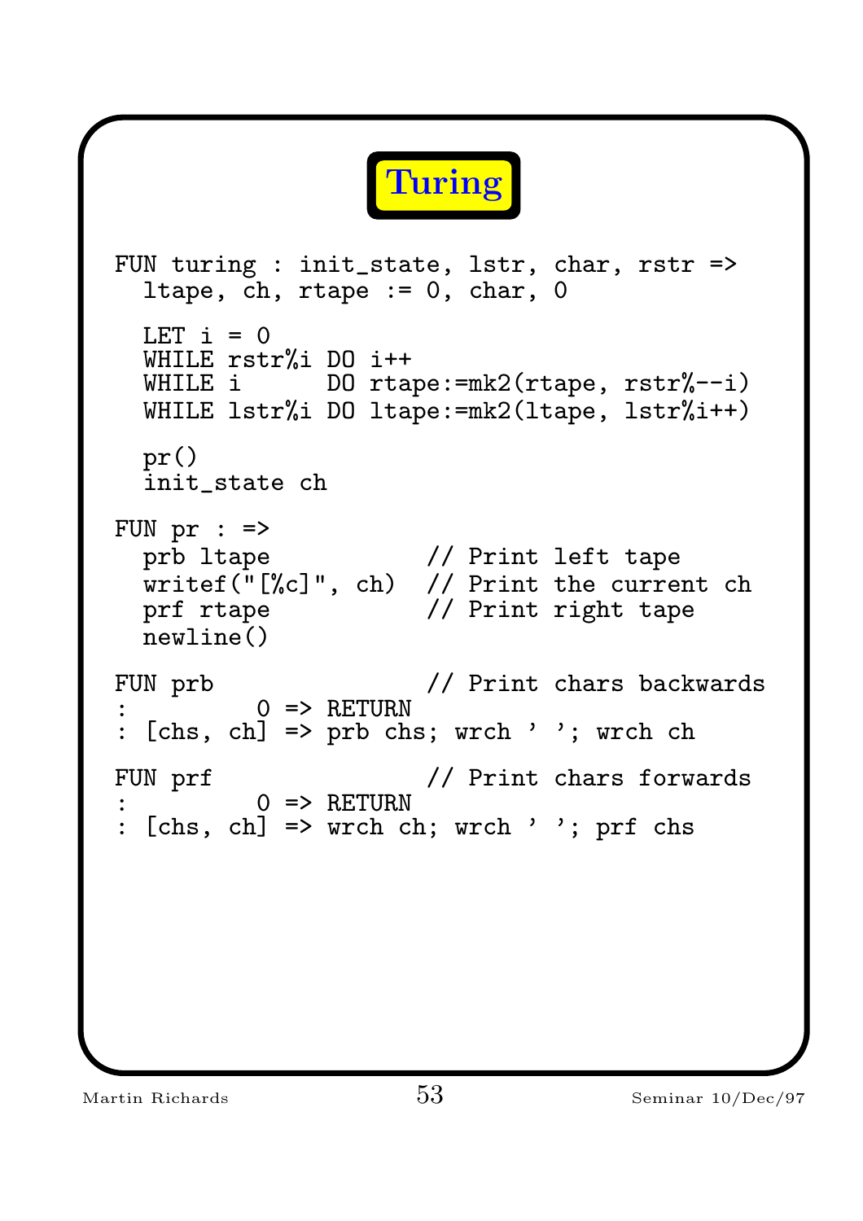# Turing

```
FUN turing : init_state, lstr, char, rstr =>
  ltape, ch, rtape := 0, char, 0

  LET i = 0
  WHILE rstr%i DO i++
  WHILE i      DO rtape:=mk2(rtape, rstr%--i)
  WHILE lstr%i DO ltape:=mk2(ltape, lstr%i++)

  pr()
  init_state ch

FUN pr : =>
  prb ltape             // Print left tape
  writef("[%c]", ch)    // Print the current ch
  prf rtape             // Print right tape
  newline()

FUN prb                 // Print chars backwards
:         0 => RETURN
: [chs, ch] => prb chs; wrch ' '; wrch ch

FUN prf                 // Print chars forwards
:         0 => RETURN
: [chs, ch] => wrch ch; wrch ' '; prf chs
```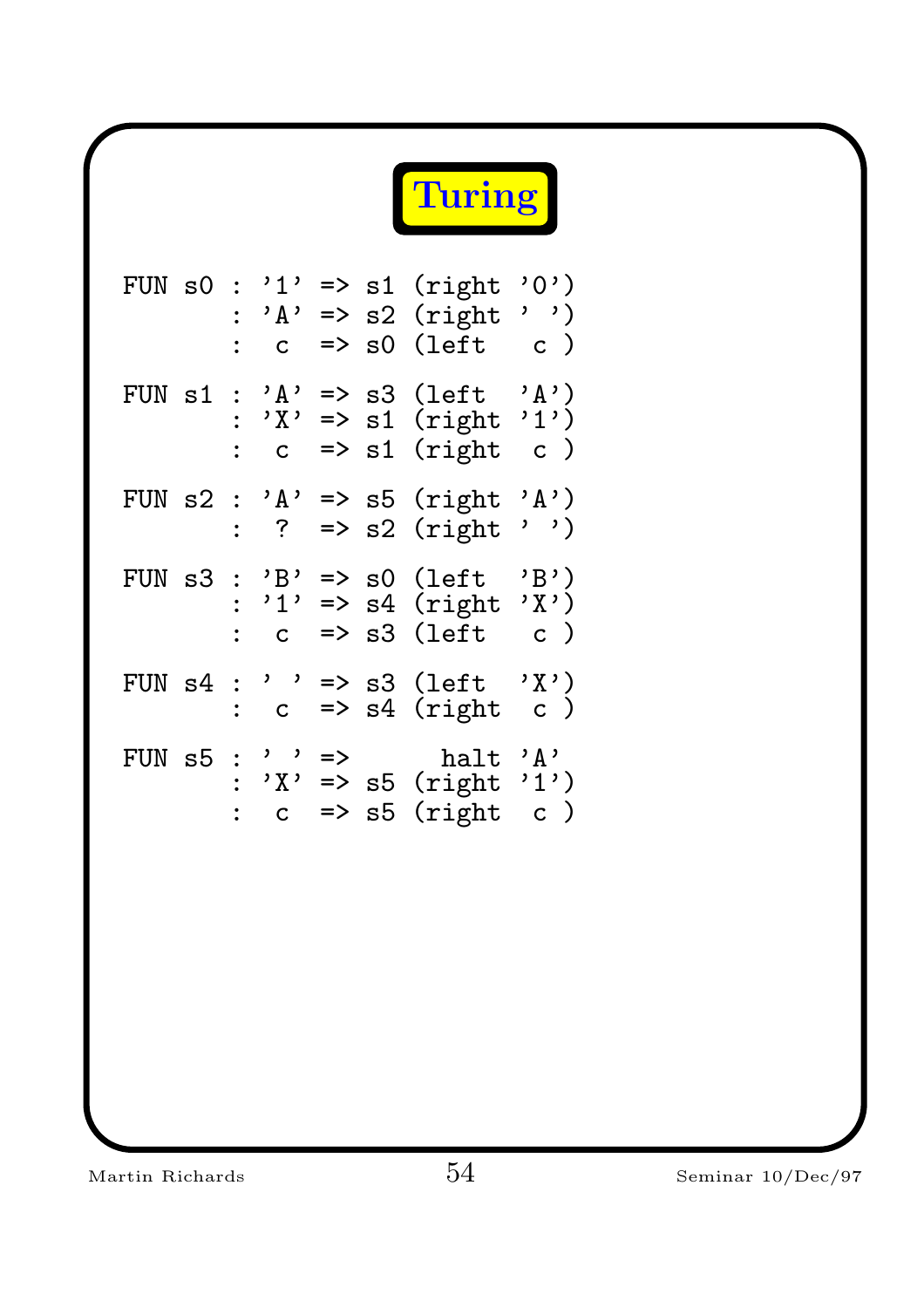# Turing

```
FUN s0 : '1' => s1 (right '0')
       : 'A' => s2 (right ' ')
       :  c  => s0 (left   c )

FUN s1 : 'A' => s3 (left  'A')
       : 'X' => s1 (right '1')
       :  c  => s1 (right  c )

FUN s2 : 'A' => s5 (right 'A')
       :  ?  => s2 (right ' ')

FUN s3 : 'B' => s0 (left  'B')
       : '1' => s4 (right 'X')
       :  c  => s3 (left   c )

FUN s4 : ' ' => s3 (left  'X')
       :  c  => s4 (right  c )

FUN s5 : ' ' =>       halt 'A'
       : 'X' => s5 (right '1')
       :  c  => s5 (right  c )
```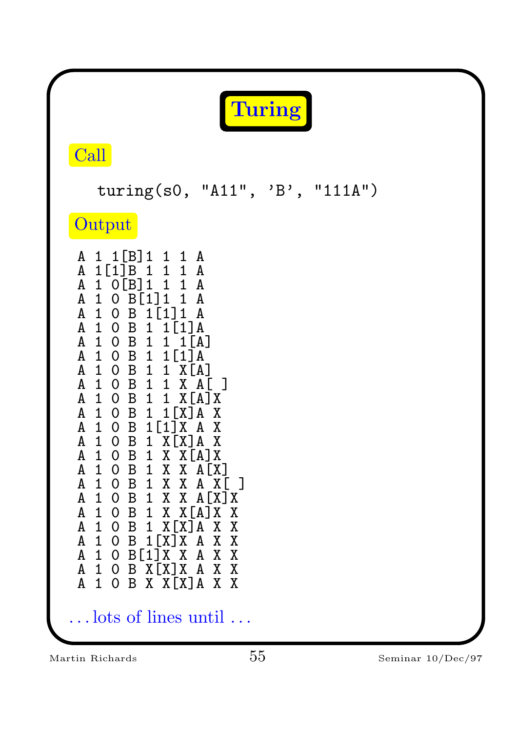# Turing

## Call

```
turing(s0, "A11", 'B', "111A")
```

## Output

```
A 1 1[B]1 1 1 A
A 1[1]B 1 1 1 A
A 1 0[B]1 1 1 A
A 1 0 B[1]1 1 A
A 1 0 B 1[1]1 A
A 1 0 B 1 1[1]A
A 1 0 B 1 1 1[A]
A 1 0 B 1 1[1]A
A 1 0 B 1 1 X[A]
A 1 0 B 1 1 X A[ ]
A 1 0 B 1 1 X[A]X
A 1 0 B 1 1[X]A X
A 1 0 B 1[1]X A X
A 1 0 B 1 X[X]A X
A 1 0 B 1 X X[A]X
A 1 0 B 1 X X A[X]
A 1 0 B 1 X X A X[ ]
A 1 0 B 1 X X A[X]X
A 1 0 B 1 X X[A]X X
A 1 0 B 1 X[X]A X X
A 1 0 B 1[X]X A X X
A 1 0 B[1]X X A X X
A 1 0 B X[X]X A X X
A 1 0 B X X[X]A X X
```

. . . lots of lines until . . .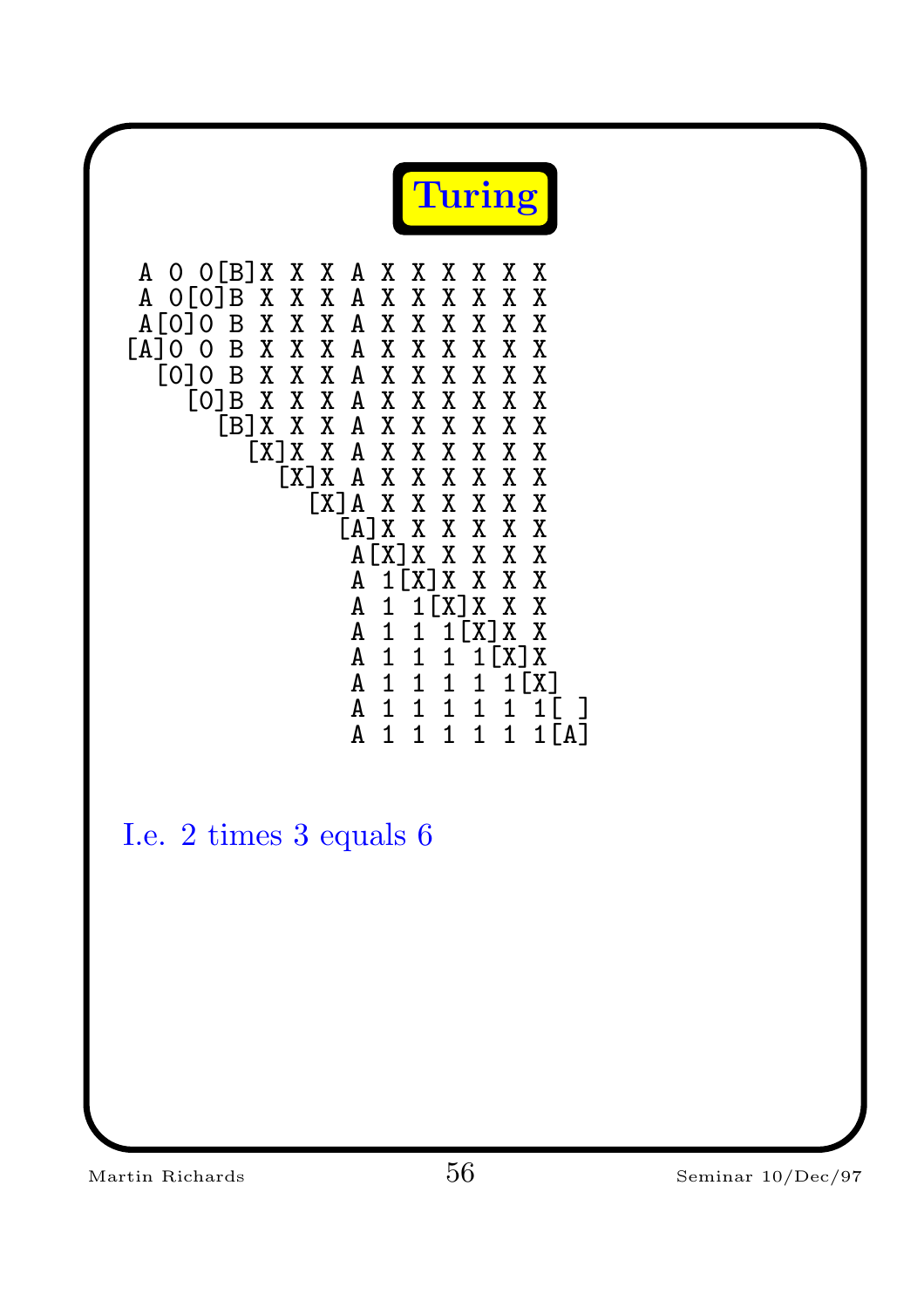# Turing

```
 A 0 0[B]X X X A X X X X X X
 A 0[0]B X X X A X X X X X X
 A[0]0 B X X X A X X X X X X
[A]0 0 B X X X A X X X X X X
  [0]0 B X X X A X X X X X X
    [0]B X X X A X X X X X X
      [B]X X X A X X X X X X
        [X]X X A X X X X X X
          [X]X A X X X X X X
            [X]A X X X X X X
              [A]X X X X X X
               A[X]X X X X X
               A 1[X]X X X X
               A 1 1[X]X X X
               A 1 1 1[X]X X
               A 1 1 1 1[X]X
               A 1 1 1 1 1[X]
               A 1 1 1 1 1 1[ ]
               A 1 1 1 1 1 1[A]
```

I.e. 2 times 3 equals 6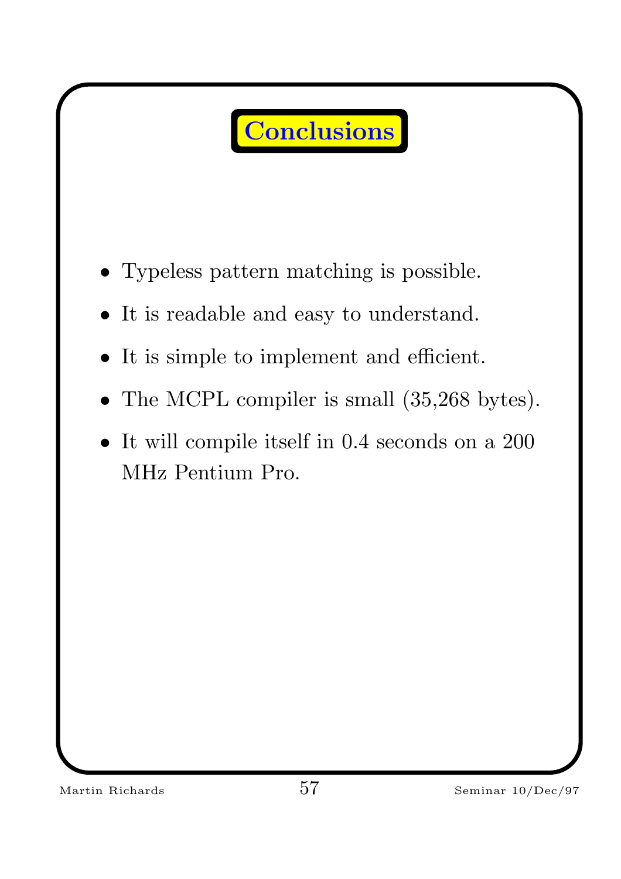# Conclusions

- Typeless pattern matching is possible.
- It is readable and easy to understand.
- It is simple to implement and efficient.
- The MCPL compiler is small (35,268 bytes).
- It will compile itself in 0.4 seconds on a 200 MHz Pentium Pro.